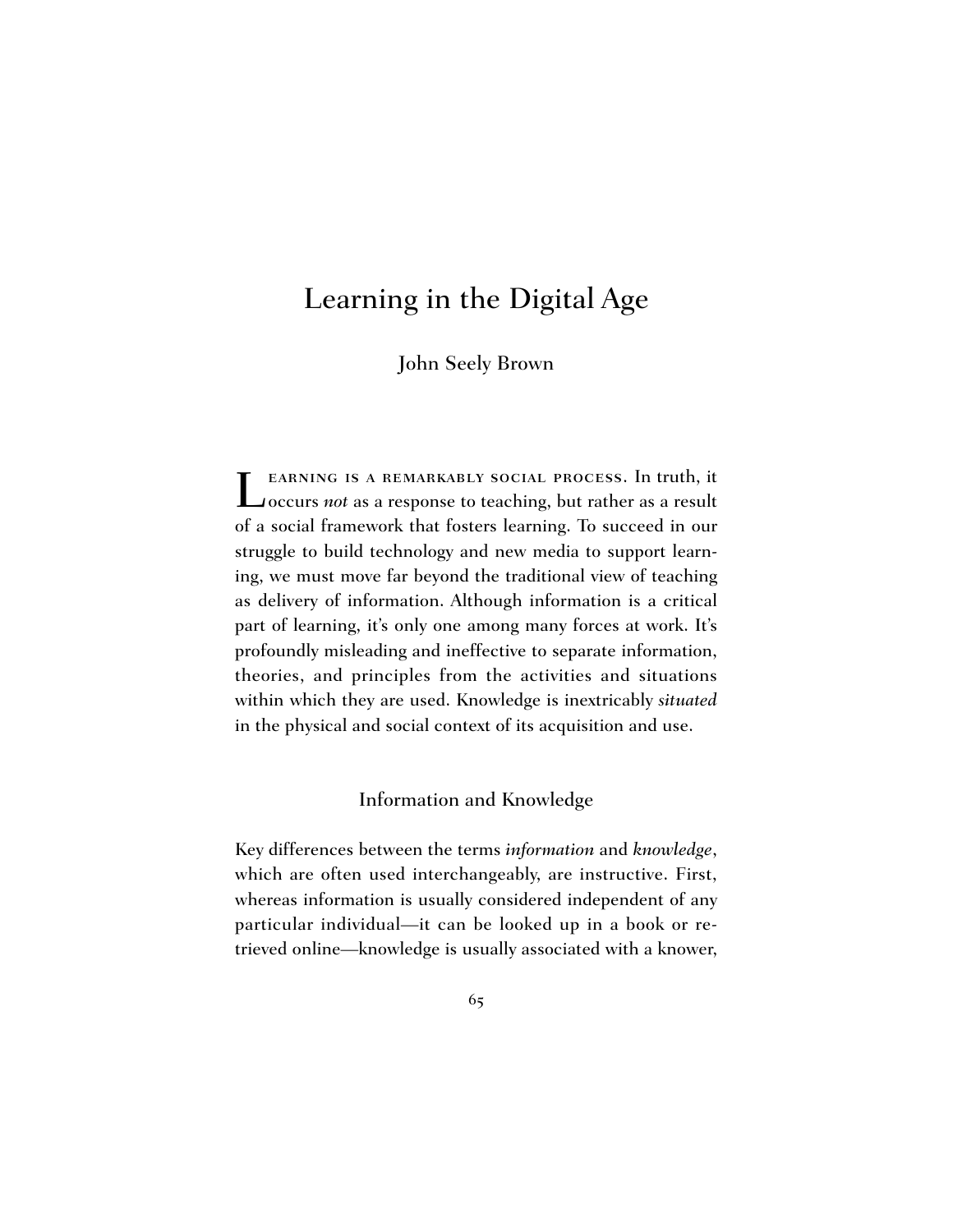# Learning in the Digital Age

John Seely Brown

Learning is a remarkably social process. In truth, it occurs *not* as a response to teaching, but rather as a result of a social framework that fosters learning. To succeed in our struggle to build technology and new media to support learning, we must move far beyond the traditional view of teaching as delivery of information. Although information is a critical part of learning, it's only one among many forces at work. It's profoundly misleading and ineffective to separate information, theories, and principles from the activities and situations within which they are used. Knowledge is inextricably *situated* in the physical and social context of its acquisition and use.

## Information and Knowledge

Key differences between the terms *information* and *knowledge*, which are often used interchangeably, are instructive. First, whereas information is usually considered independent of any particular individual—it can be looked up in a book or retrieved online—knowledge is usually associated with a knower,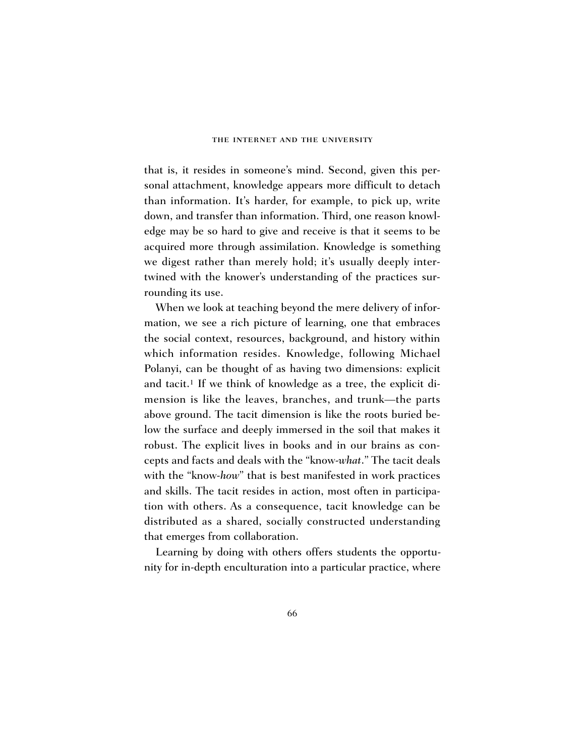that is, it resides in someone's mind. Second, given this personal attachment, knowledge appears more difficult to detach than information. It's harder, for example, to pick up, write down, and transfer than information. Third, one reason knowledge may be so hard to give and receive is that it seems to be acquired more through assimilation. Knowledge is something we digest rather than merely hold; it's usually deeply intertwined with the knower's understanding of the practices surrounding its use.

When we look at teaching beyond the mere delivery of information, we see a rich picture of learning, one that embraces the social context, resources, background, and history within which information resides. Knowledge, following Michael Polanyi, can be thought of as having two dimensions: explicit and tacit.[1] If we think of knowledge as a tree, the explicit dimension is like the leaves, branches, and trunk—the parts above ground. The tacit dimension is like the roots buried below the surface and deeply immersed in the soil that makes it robust. The explicit lives in books and in our brains as concepts and facts and deals with the "know-*what*." The tacit deals with the "know-*how*" that is best manifested in work practices and skills. The tacit resides in action, most often in participation with others. As a consequence, tacit knowledge can be distributed as a shared, socially constructed understanding that emerges from collaboration.

Learning by doing with others offers students the opportunity for in-depth enculturation into a particular practice, where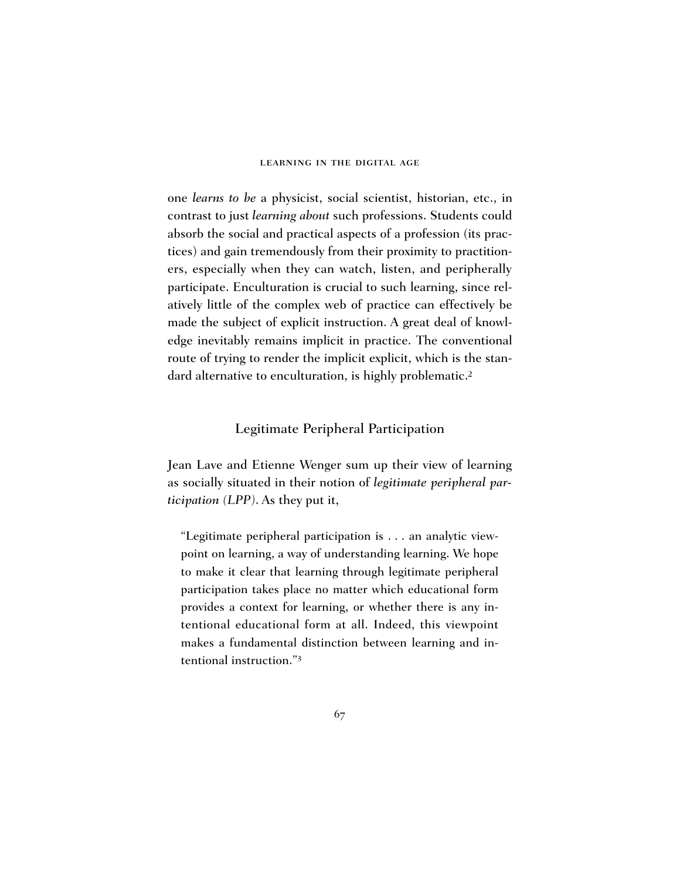one *learns to be* a physicist, social scientist, historian, etc., in contrast to just *learning about* such professions. Students could absorb the social and practical aspects of a profession (its practices) and gain tremendously from their proximity to practitioners, especially when they can watch, listen, and peripherally participate. Enculturation is crucial to such learning, since relatively little of the complex web of practice can effectively be made the subject of explicit instruction. A great deal of knowledge inevitably remains implicit in practice. The conventional route of trying to render the implicit explicit, which is the standard alternative to enculturation, is highly problematic.[2]

## Legitimate Peripheral Participation

Jean Lave and Etienne Wenger sum up their view of learning as socially situated in their notion of *legitimate peripheral participation (LPP)*. As they put it,

> "Legitimate peripheral participation is . . . an analytic viewpoint on learning, a way of understanding learning. We hope to make it clear that learning through legitimate peripheral participation takes place no matter which educational form provides a context for learning, or whether there is any intentional educational form at all. Indeed, this viewpoint makes a fundamental distinction between learning and intentional instruction."[3]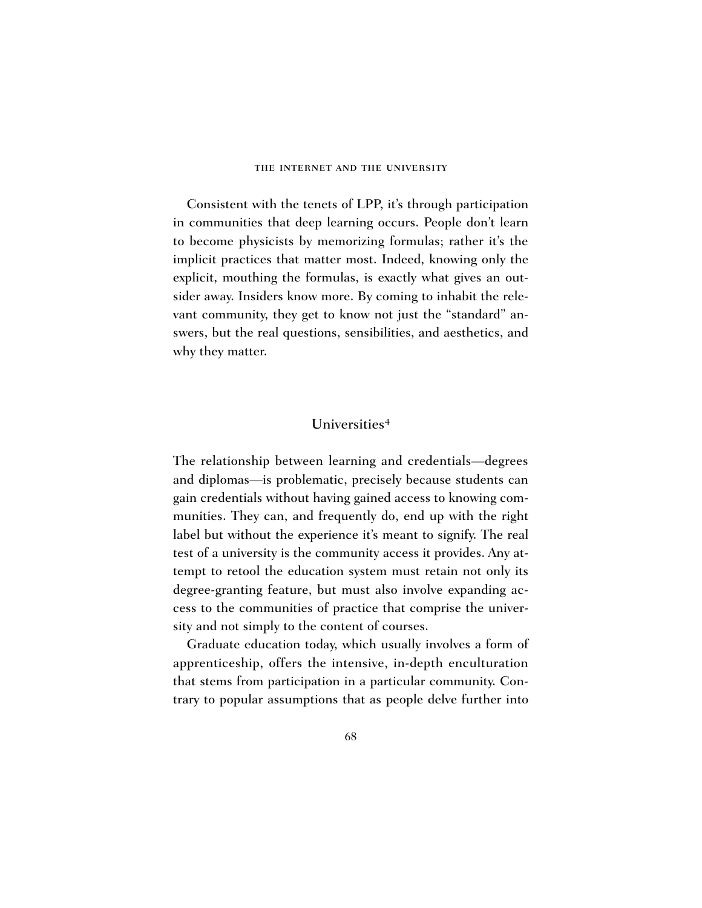Consistent with the tenets of LPP, it's through participation in communities that deep learning occurs. People don't learn to become physicists by memorizing formulas; rather it's the implicit practices that matter most. Indeed, knowing only the explicit, mouthing the formulas, is exactly what gives an outsider away. Insiders know more. By coming to inhabit the relevant community, they get to know not just the "standard" answers, but the real questions, sensibilities, and aesthetics, and why they matter.

## Universities[4]

The relationship between learning and credentials—degrees and diplomas—is problematic, precisely because students can gain credentials without having gained access to knowing communities. They can, and frequently do, end up with the right label but without the experience it's meant to signify. The real test of a university is the community access it provides. Any attempt to retool the education system must retain not only its degree-granting feature, but must also involve expanding access to the communities of practice that comprise the university and not simply to the content of courses.

Graduate education today, which usually involves a form of apprenticeship, offers the intensive, in-depth enculturation that stems from participation in a particular community. Contrary to popular assumptions that as people delve further into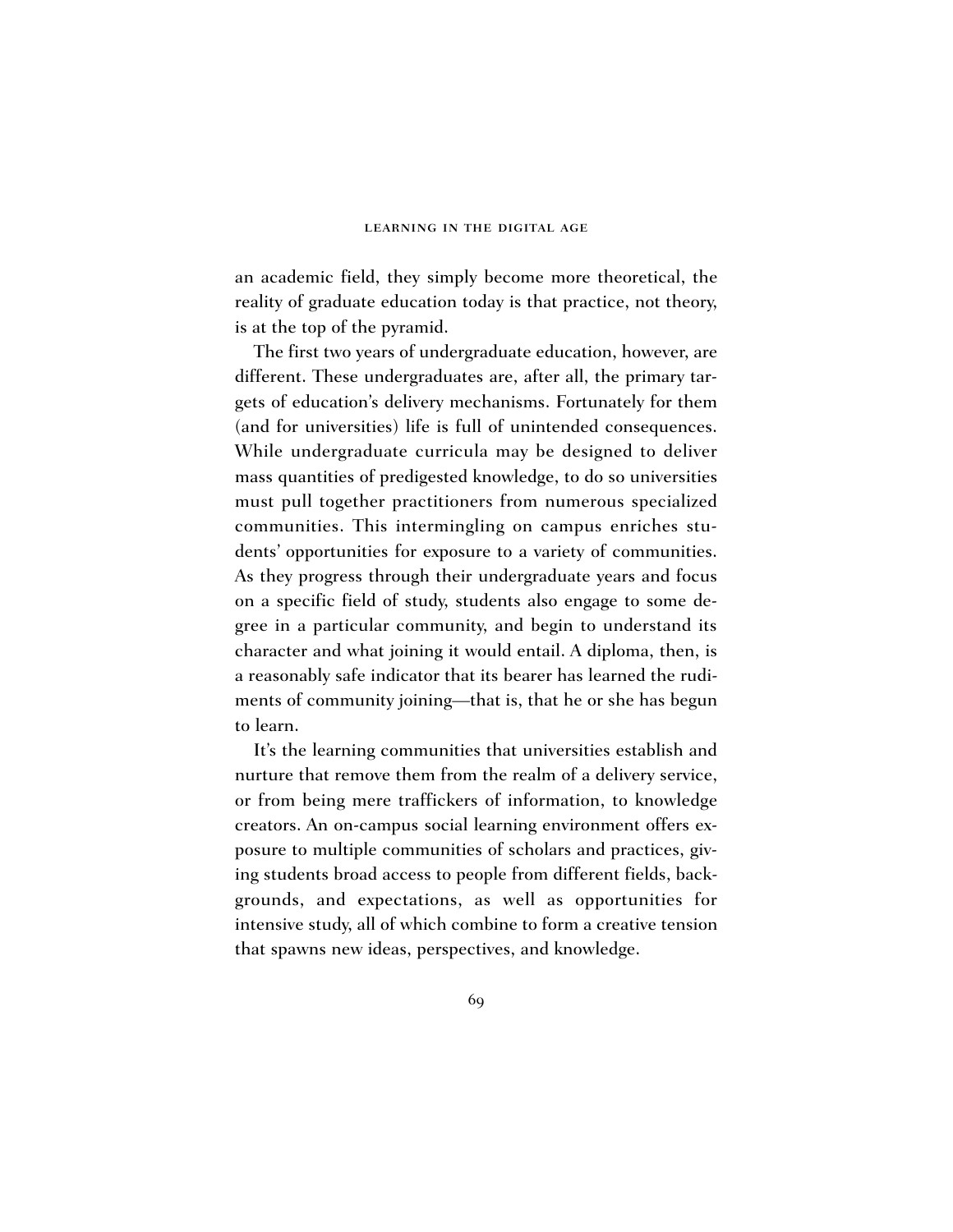an academic field, they simply become more theoretical, the reality of graduate education today is that practice, not theory, is at the top of the pyramid.

The first two years of undergraduate education, however, are different. These undergraduates are, after all, the primary targets of education's delivery mechanisms. Fortunately for them (and for universities) life is full of unintended consequences. While undergraduate curricula may be designed to deliver mass quantities of predigested knowledge, to do so universities must pull together practitioners from numerous specialized communities. This intermingling on campus enriches students' opportunities for exposure to a variety of communities. As they progress through their undergraduate years and focus on a specific field of study, students also engage to some degree in a particular community, and begin to understand its character and what joining it would entail. A diploma, then, is a reasonably safe indicator that its bearer has learned the rudiments of community joining—that is, that he or she has begun to learn.

It's the learning communities that universities establish and nurture that remove them from the realm of a delivery service, or from being mere traffickers of information, to knowledge creators. An on-campus social learning environment offers exposure to multiple communities of scholars and practices, giving students broad access to people from different fields, backgrounds, and expectations, as well as opportunities for intensive study, all of which combine to form a creative tension that spawns new ideas, perspectives, and knowledge.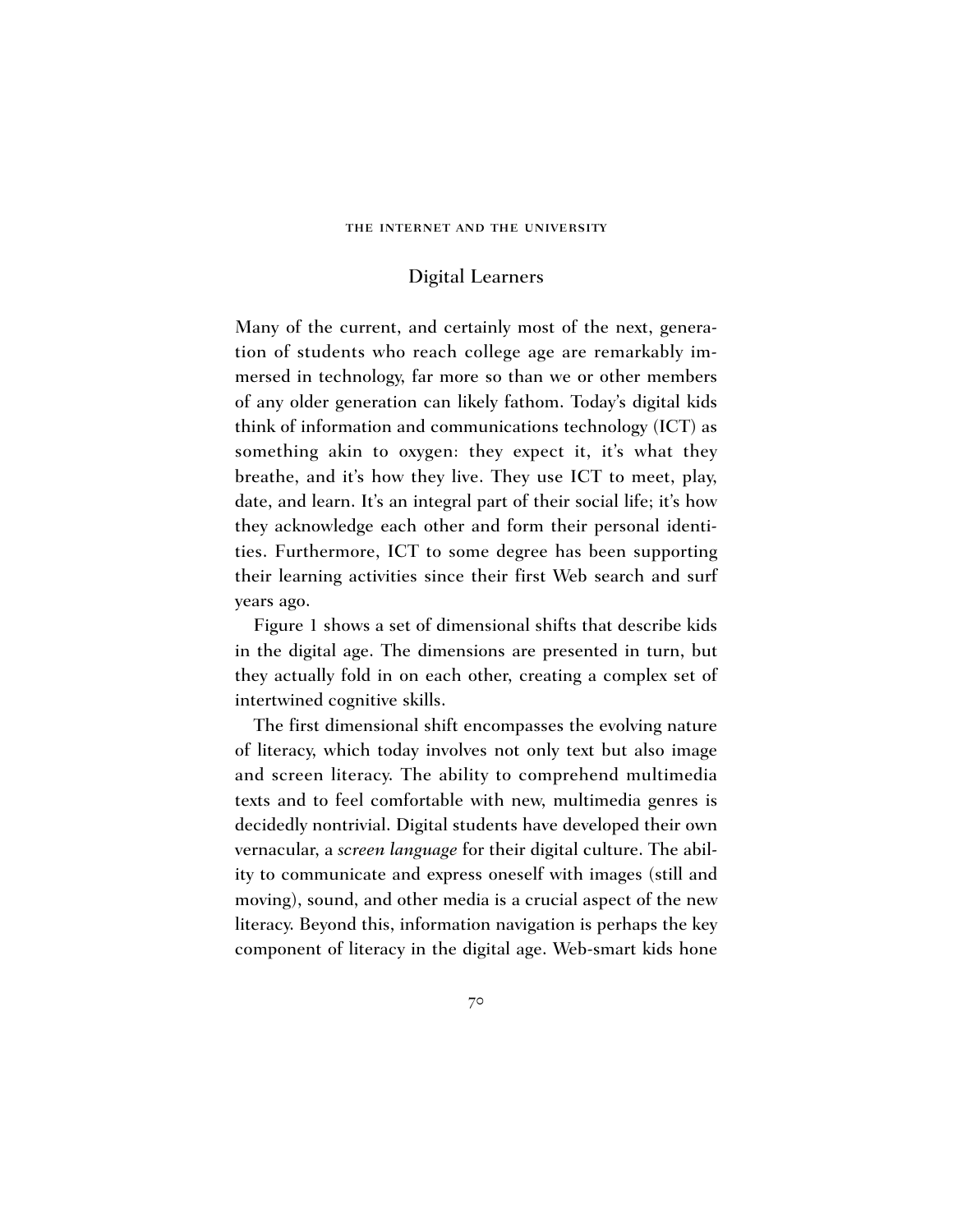## Digital Learners

Many of the current, and certainly most of the next, generation of students who reach college age are remarkably immersed in technology, far more so than we or other members of any older generation can likely fathom. Today's digital kids think of information and communications technology (ICT) as something akin to oxygen: they expect it, it's what they breathe, and it's how they live. They use ICT to meet, play, date, and learn. It's an integral part of their social life; it's how they acknowledge each other and form their personal identities. Furthermore, ICT to some degree has been supporting their learning activities since their first Web search and surf years ago.

Figure 1 shows a set of dimensional shifts that describe kids in the digital age. The dimensions are presented in turn, but they actually fold in on each other, creating a complex set of intertwined cognitive skills.

The first dimensional shift encompasses the evolving nature of literacy, which today involves not only text but also image and screen literacy. The ability to comprehend multimedia texts and to feel comfortable with new, multimedia genres is decidedly nontrivial. Digital students have developed their own vernacular, a *screen language* for their digital culture. The ability to communicate and express oneself with images (still and moving), sound, and other media is a crucial aspect of the new literacy. Beyond this, information navigation is perhaps the key component of literacy in the digital age. Web-smart kids hone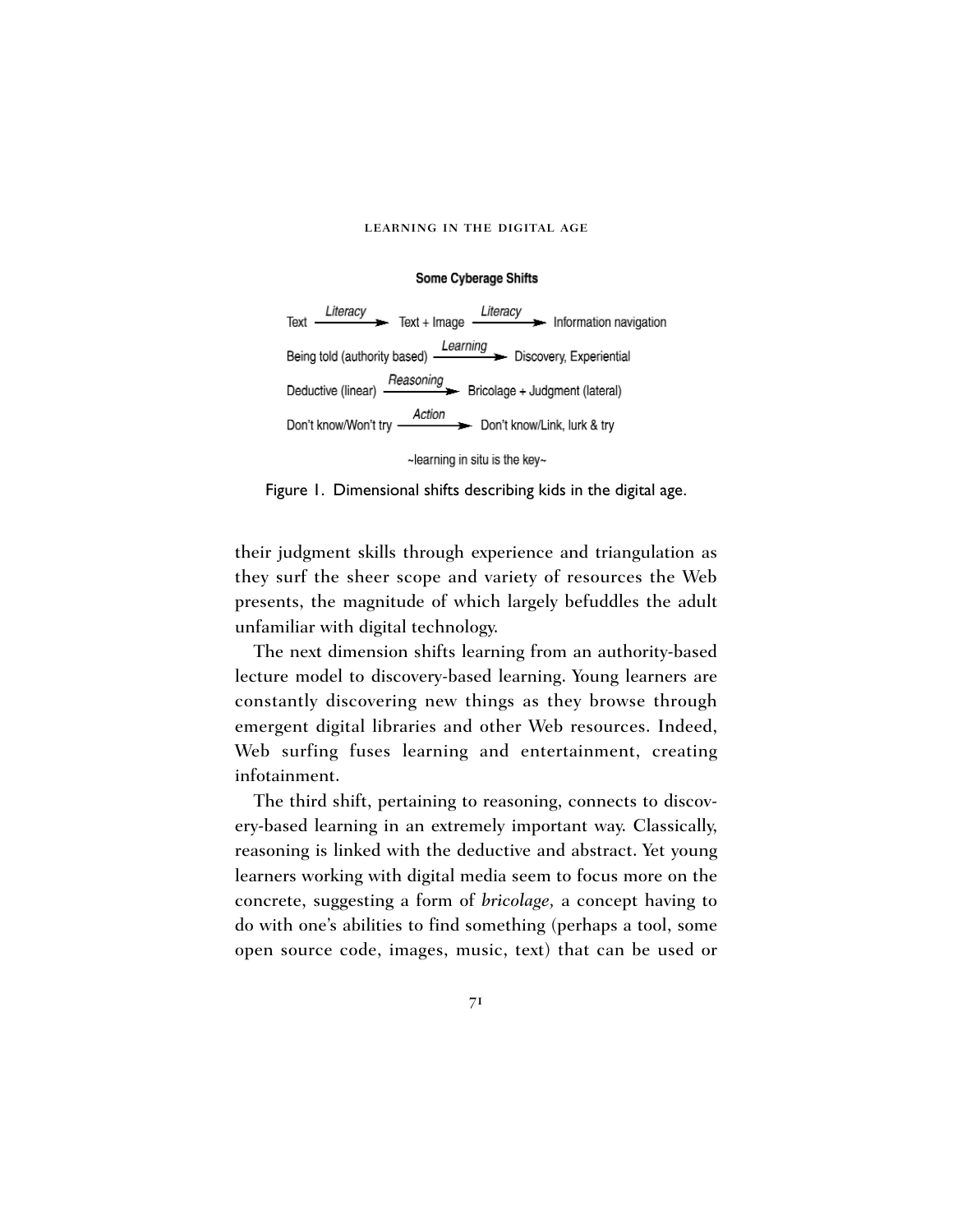**Some Cyberage Shifts**

| From | Shift | To |
|---|---|---|
| Text | *Literacy* → | Text + Image |
| Text + Image | *Literacy* → | Information navigation |
| Being told (authority based) | *Learning* → | Discovery, Experiential |
| Deductive (linear) | *Reasoning* → | Bricolage + Judgment (lateral) |
| Don't know/Won't try | *Action* → | Don't know/Link, lurk & try |

~learning in situ is the key~

Figure 1. Dimensional shifts describing kids in the digital age.

their judgment skills through experience and triangulation as they surf the sheer scope and variety of resources the Web presents, the magnitude of which largely befuddles the adult unfamiliar with digital technology.

The next dimension shifts learning from an authority-based lecture model to discovery-based learning. Young learners are constantly discovering new things as they browse through emergent digital libraries and other Web resources. Indeed, Web surfing fuses learning and entertainment, creating infotainment.

The third shift, pertaining to reasoning, connects to discovery-based learning in an extremely important way. Classically, reasoning is linked with the deductive and abstract. Yet young learners working with digital media seem to focus more on the concrete, suggesting a form of *bricolage,* a concept having to do with one's abilities to find something (perhaps a tool, some open source code, images, music, text) that can be used or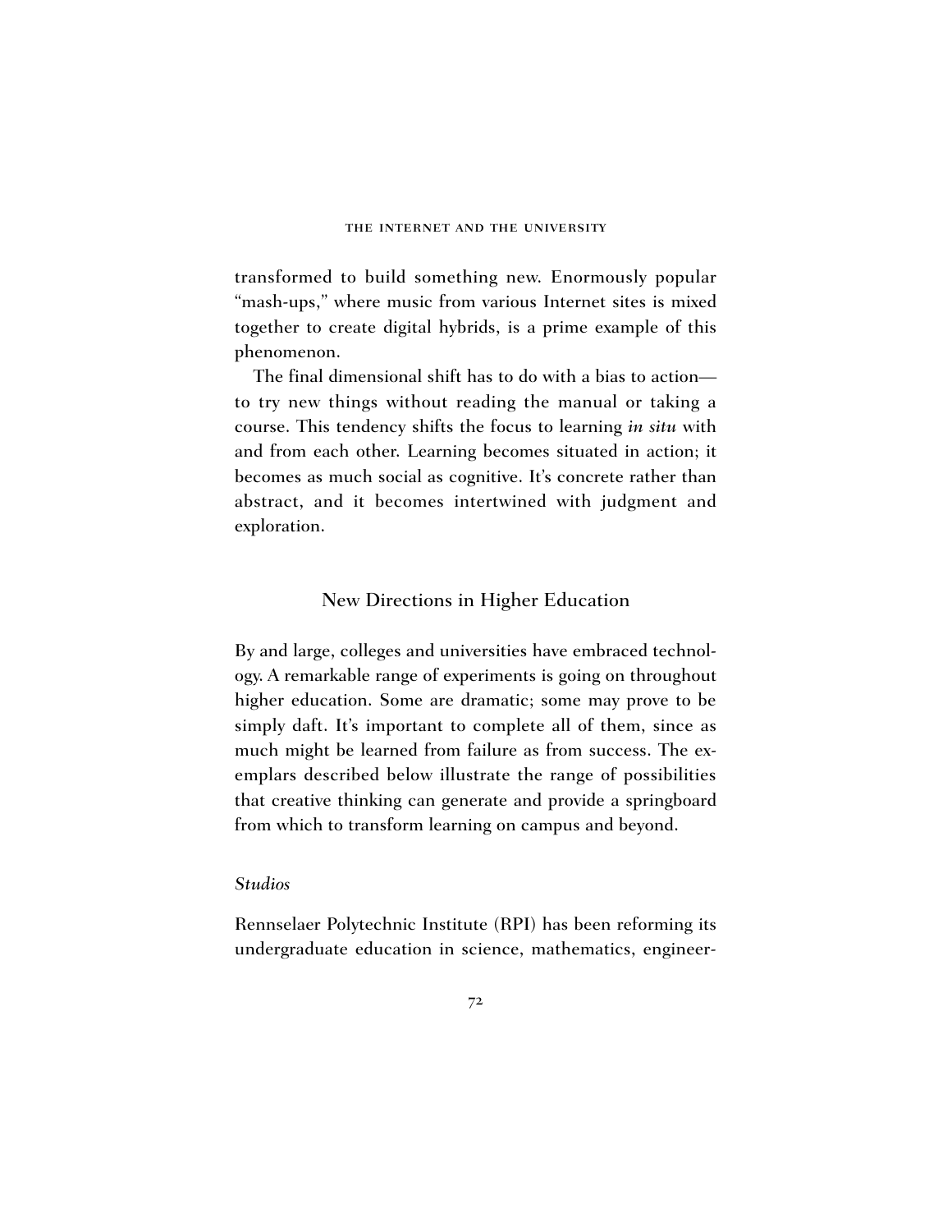transformed to build something new. Enormously popular "mash-ups," where music from various Internet sites is mixed together to create digital hybrids, is a prime example of this phenomenon.

The final dimensional shift has to do with a bias to action—to try new things without reading the manual or taking a course. This tendency shifts the focus to learning *in situ* with and from each other. Learning becomes situated in action; it becomes as much social as cognitive. It's concrete rather than abstract, and it becomes intertwined with judgment and exploration.

## New Directions in Higher Education

By and large, colleges and universities have embraced technology. A remarkable range of experiments is going on throughout higher education. Some are dramatic; some may prove to be simply daft. It's important to complete all of them, since as much might be learned from failure as from success. The exemplars described below illustrate the range of possibilities that creative thinking can generate and provide a springboard from which to transform learning on campus and beyond.

### *Studios*

Rennselaer Polytechnic Institute (RPI) has been reforming its undergraduate education in science, mathematics, engineer-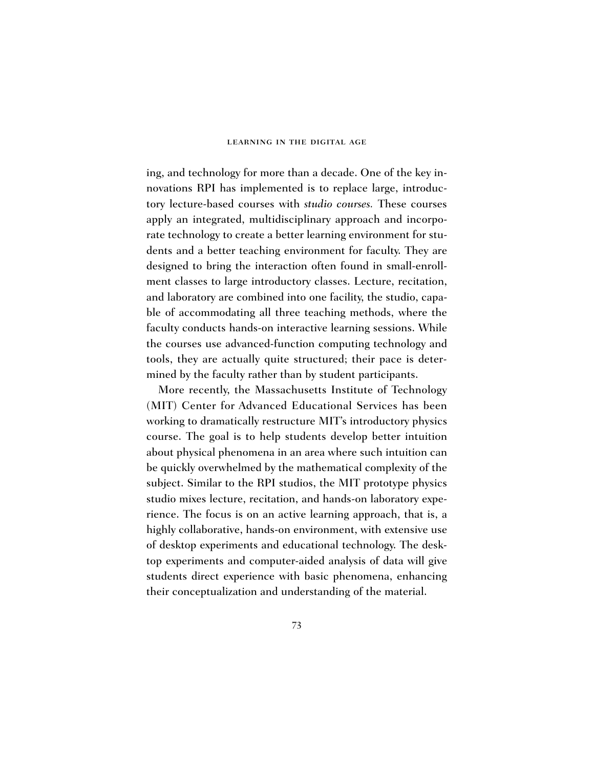ing, and technology for more than a decade. One of the key innovations RPI has implemented is to replace large, introductory lecture-based courses with *studio courses.* These courses apply an integrated, multidisciplinary approach and incorporate technology to create a better learning environment for students and a better teaching environment for faculty. They are designed to bring the interaction often found in small-enrollment classes to large introductory classes. Lecture, recitation, and laboratory are combined into one facility, the studio, capable of accommodating all three teaching methods, where the faculty conducts hands-on interactive learning sessions. While the courses use advanced-function computing technology and tools, they are actually quite structured; their pace is determined by the faculty rather than by student participants.

More recently, the Massachusetts Institute of Technology (MIT) Center for Advanced Educational Services has been working to dramatically restructure MIT's introductory physics course. The goal is to help students develop better intuition about physical phenomena in an area where such intuition can be quickly overwhelmed by the mathematical complexity of the subject. Similar to the RPI studios, the MIT prototype physics studio mixes lecture, recitation, and hands-on laboratory experience. The focus is on an active learning approach, that is, a highly collaborative, hands-on environment, with extensive use of desktop experiments and educational technology. The desktop experiments and computer-aided analysis of data will give students direct experience with basic phenomena, enhancing their conceptualization and understanding of the material.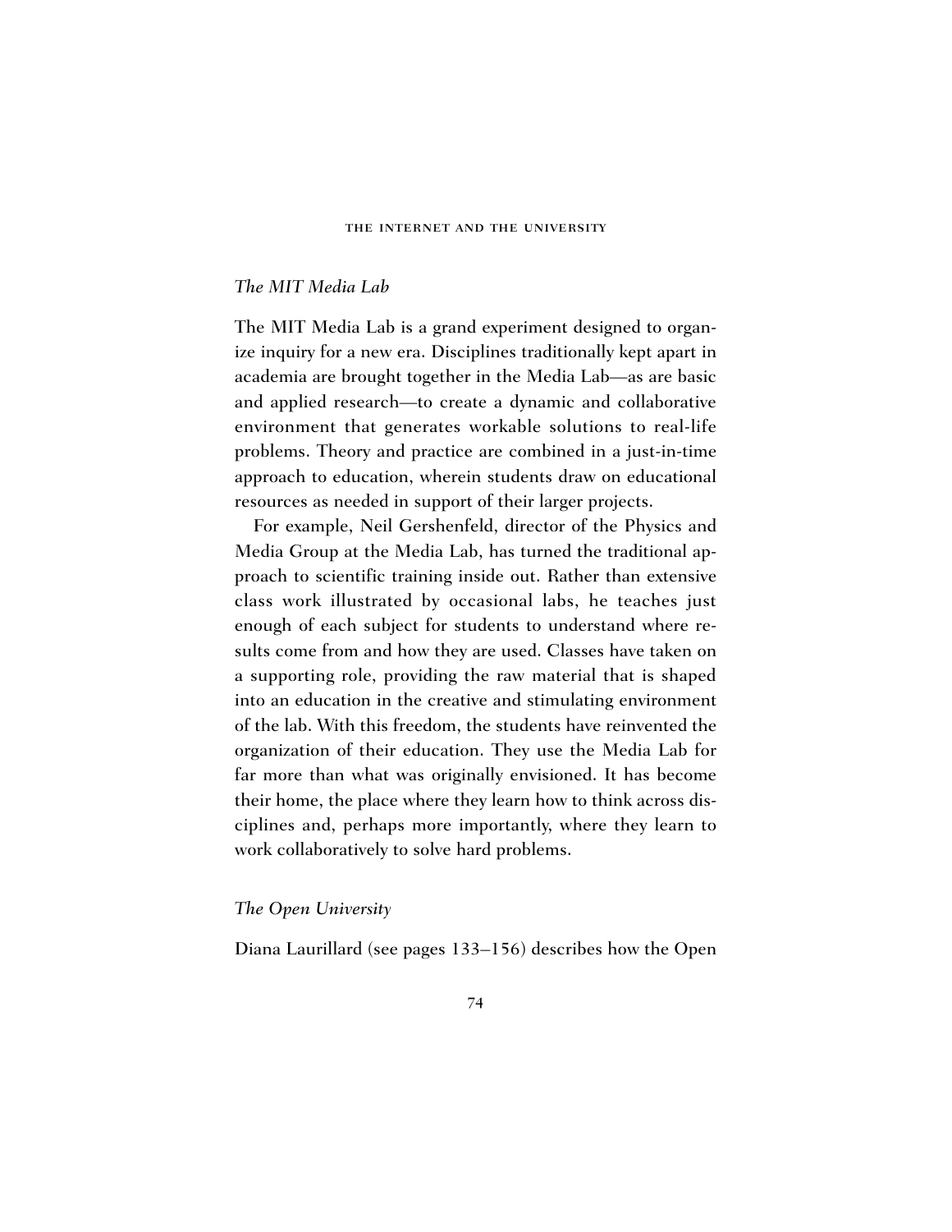### *The MIT Media Lab*

The MIT Media Lab is a grand experiment designed to organize inquiry for a new era. Disciplines traditionally kept apart in academia are brought together in the Media Lab—as are basic and applied research—to create a dynamic and collaborative environment that generates workable solutions to real-life problems. Theory and practice are combined in a just-in-time approach to education, wherein students draw on educational resources as needed in support of their larger projects.

For example, Neil Gershenfeld, director of the Physics and Media Group at the Media Lab, has turned the traditional approach to scientific training inside out. Rather than extensive class work illustrated by occasional labs, he teaches just enough of each subject for students to understand where results come from and how they are used. Classes have taken on a supporting role, providing the raw material that is shaped into an education in the creative and stimulating environment of the lab. With this freedom, the students have reinvented the organization of their education. They use the Media Lab for far more than what was originally envisioned. It has become their home, the place where they learn how to think across disciplines and, perhaps more importantly, where they learn to work collaboratively to solve hard problems.

### *The Open University*

Diana Laurillard (see pages 133–156) describes how the Open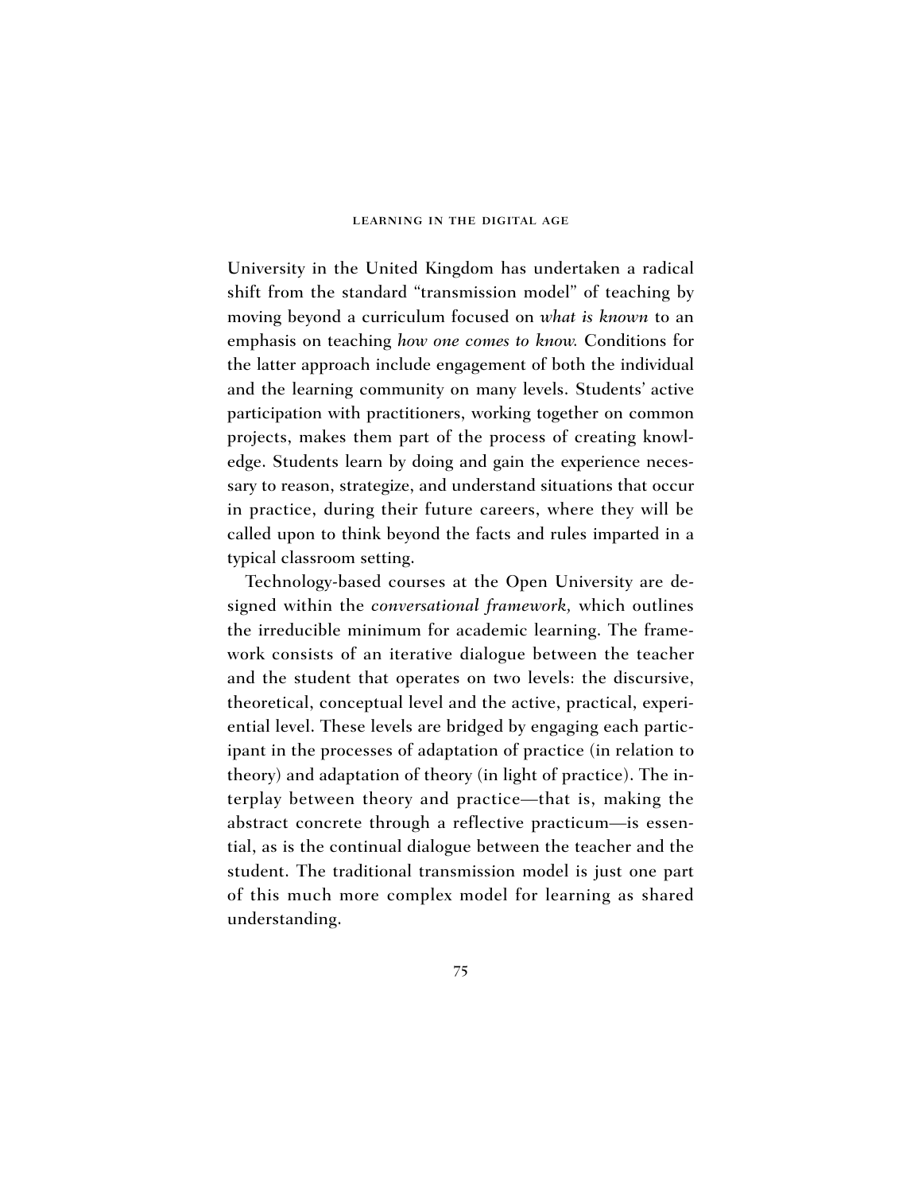University in the United Kingdom has undertaken a radical shift from the standard "transmission model" of teaching by moving beyond a curriculum focused on *what is known* to an emphasis on teaching *how one comes to know.* Conditions for the latter approach include engagement of both the individual and the learning community on many levels. Students' active participation with practitioners, working together on common projects, makes them part of the process of creating knowledge. Students learn by doing and gain the experience necessary to reason, strategize, and understand situations that occur in practice, during their future careers, where they will be called upon to think beyond the facts and rules imparted in a typical classroom setting.

Technology-based courses at the Open University are designed within the *conversational framework,* which outlines the irreducible minimum for academic learning. The framework consists of an iterative dialogue between the teacher and the student that operates on two levels: the discursive, theoretical, conceptual level and the active, practical, experiential level. These levels are bridged by engaging each participant in the processes of adaptation of practice (in relation to theory) and adaptation of theory (in light of practice). The interplay between theory and practice—that is, making the abstract concrete through a reflective practicum—is essential, as is the continual dialogue between the teacher and the student. The traditional transmission model is just one part of this much more complex model for learning as shared understanding.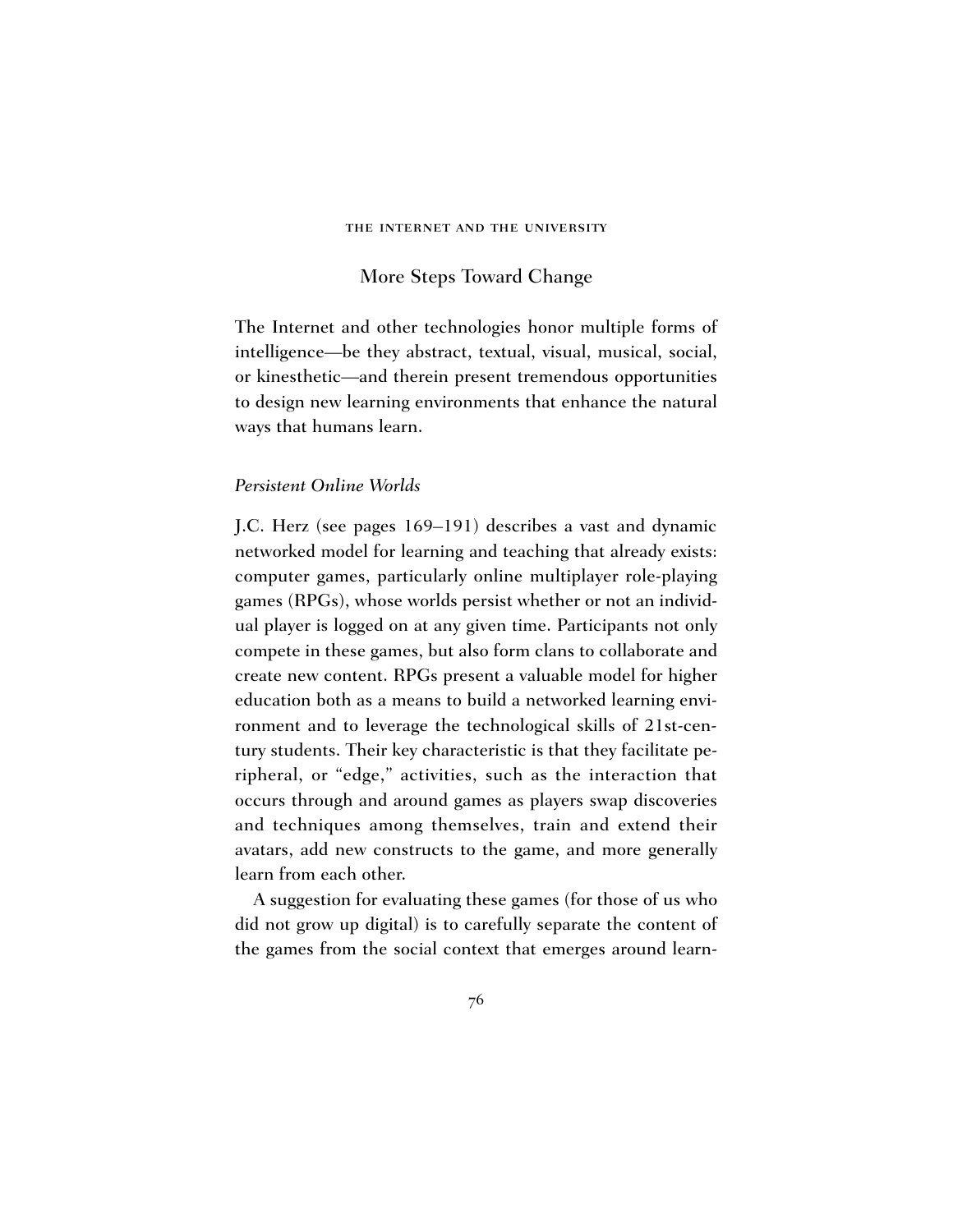## More Steps Toward Change

The Internet and other technologies honor multiple forms of intelligence—be they abstract, textual, visual, musical, social, or kinesthetic—and therein present tremendous opportunities to design new learning environments that enhance the natural ways that humans learn.

### *Persistent Online Worlds*

J.C. Herz (see pages 169–191) describes a vast and dynamic networked model for learning and teaching that already exists: computer games, particularly online multiplayer role-playing games (RPGs), whose worlds persist whether or not an individual player is logged on at any given time. Participants not only compete in these games, but also form clans to collaborate and create new content. RPGs present a valuable model for higher education both as a means to build a networked learning environment and to leverage the technological skills of 21st-century students. Their key characteristic is that they facilitate peripheral, or "edge," activities, such as the interaction that occurs through and around games as players swap discoveries and techniques among themselves, train and extend their avatars, add new constructs to the game, and more generally learn from each other.

A suggestion for evaluating these games (for those of us who did not grow up digital) is to carefully separate the content of the games from the social context that emerges around learn-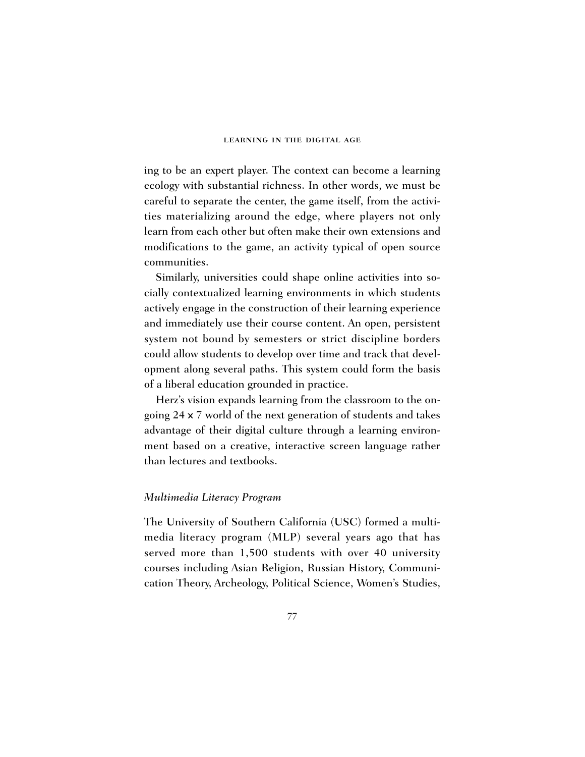ing to be an expert player. The context can become a learning ecology with substantial richness. In other words, we must be careful to separate the center, the game itself, from the activities materializing around the edge, where players not only learn from each other but often make their own extensions and modifications to the game, an activity typical of open source communities.

Similarly, universities could shape online activities into socially contextualized learning environments in which students actively engage in the construction of their learning experience and immediately use their course content. An open, persistent system not bound by semesters or strict discipline borders could allow students to develop over time and track that development along several paths. This system could form the basis of a liberal education grounded in practice.

Herz's vision expands learning from the classroom to the ongoing 24 x 7 world of the next generation of students and takes advantage of their digital culture through a learning environment based on a creative, interactive screen language rather than lectures and textbooks.

### *Multimedia Literacy Program*

The University of Southern California (USC) formed a multimedia literacy program (MLP) several years ago that has served more than 1,500 students with over 40 university courses including Asian Religion, Russian History, Communication Theory, Archeology, Political Science, Women's Studies,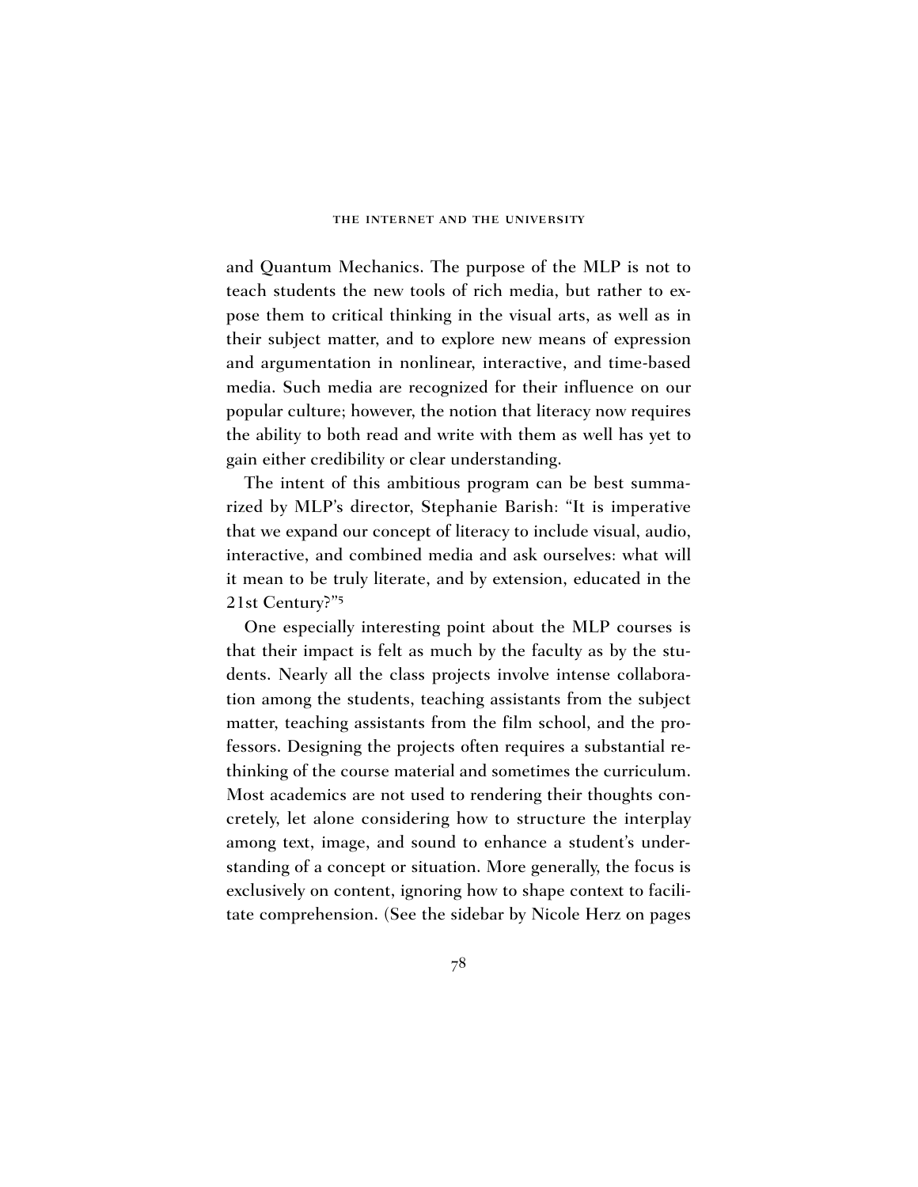and Quantum Mechanics. The purpose of the MLP is not to teach students the new tools of rich media, but rather to expose them to critical thinking in the visual arts, as well as in their subject matter, and to explore new means of expression and argumentation in nonlinear, interactive, and time-based media. Such media are recognized for their influence on our popular culture; however, the notion that literacy now requires the ability to both read and write with them as well has yet to gain either credibility or clear understanding.

The intent of this ambitious program can be best summarized by MLP's director, Stephanie Barish: "It is imperative that we expand our concept of literacy to include visual, audio, interactive, and combined media and ask ourselves: what will it mean to be truly literate, and by extension, educated in the 21st Century?"[5]

One especially interesting point about the MLP courses is that their impact is felt as much by the faculty as by the students. Nearly all the class projects involve intense collaboration among the students, teaching assistants from the subject matter, teaching assistants from the film school, and the professors. Designing the projects often requires a substantial rethinking of the course material and sometimes the curriculum. Most academics are not used to rendering their thoughts concretely, let alone considering how to structure the interplay among text, image, and sound to enhance a student's understanding of a concept or situation. More generally, the focus is exclusively on content, ignoring how to shape context to facilitate comprehension. (See the sidebar by Nicole Herz on pages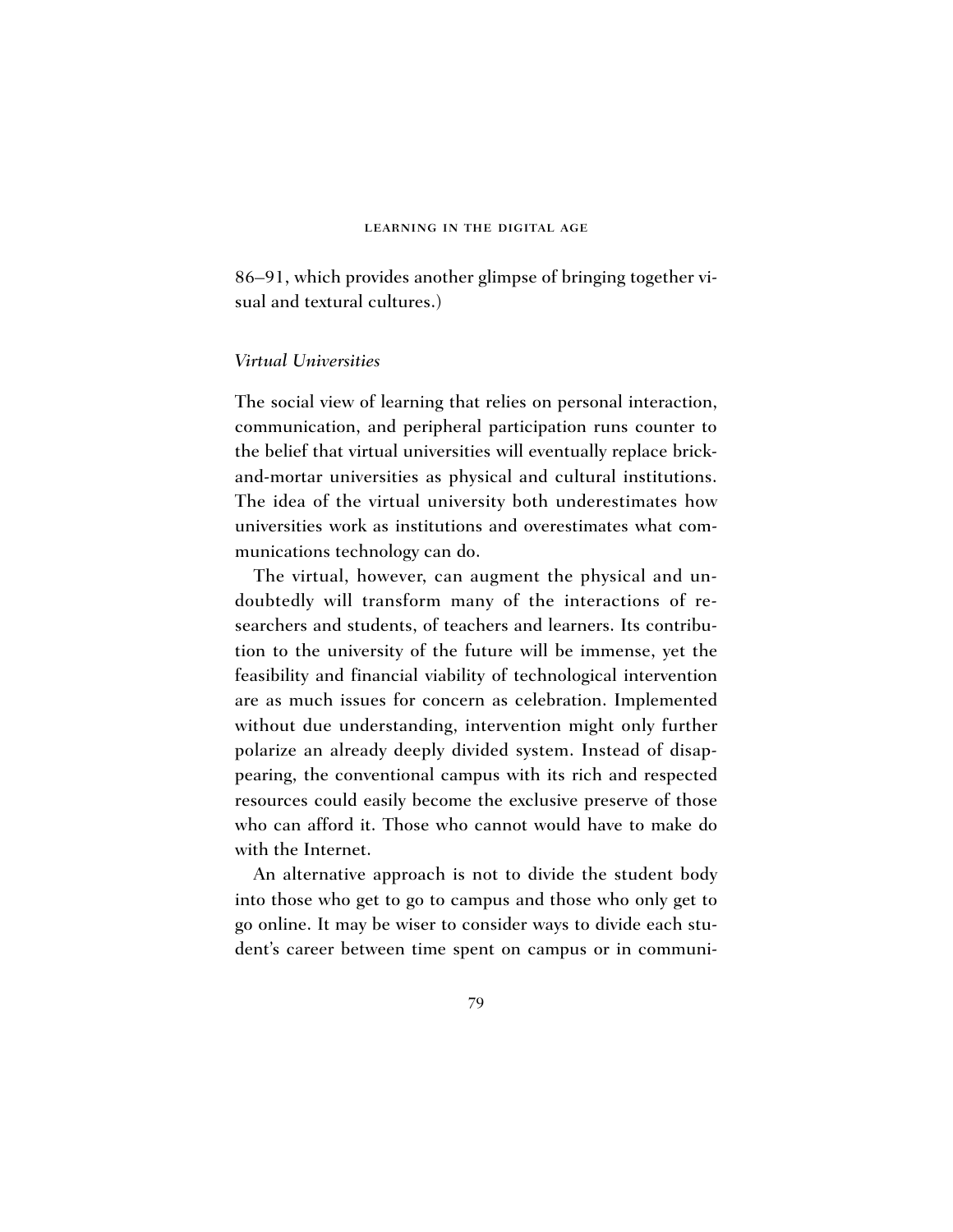86–91, which provides another glimpse of bringing together visual and textural cultures.)

### *Virtual Universities*

The social view of learning that relies on personal interaction, communication, and peripheral participation runs counter to the belief that virtual universities will eventually replace brick-and-mortar universities as physical and cultural institutions. The idea of the virtual university both underestimates how universities work as institutions and overestimates what communications technology can do.

The virtual, however, can augment the physical and undoubtedly will transform many of the interactions of researchers and students, of teachers and learners. Its contribution to the university of the future will be immense, yet the feasibility and financial viability of technological intervention are as much issues for concern as celebration. Implemented without due understanding, intervention might only further polarize an already deeply divided system. Instead of disappearing, the conventional campus with its rich and respected resources could easily become the exclusive preserve of those who can afford it. Those who cannot would have to make do with the Internet.

An alternative approach is not to divide the student body into those who get to go to campus and those who only get to go online. It may be wiser to consider ways to divide each student's career between time spent on campus or in communi-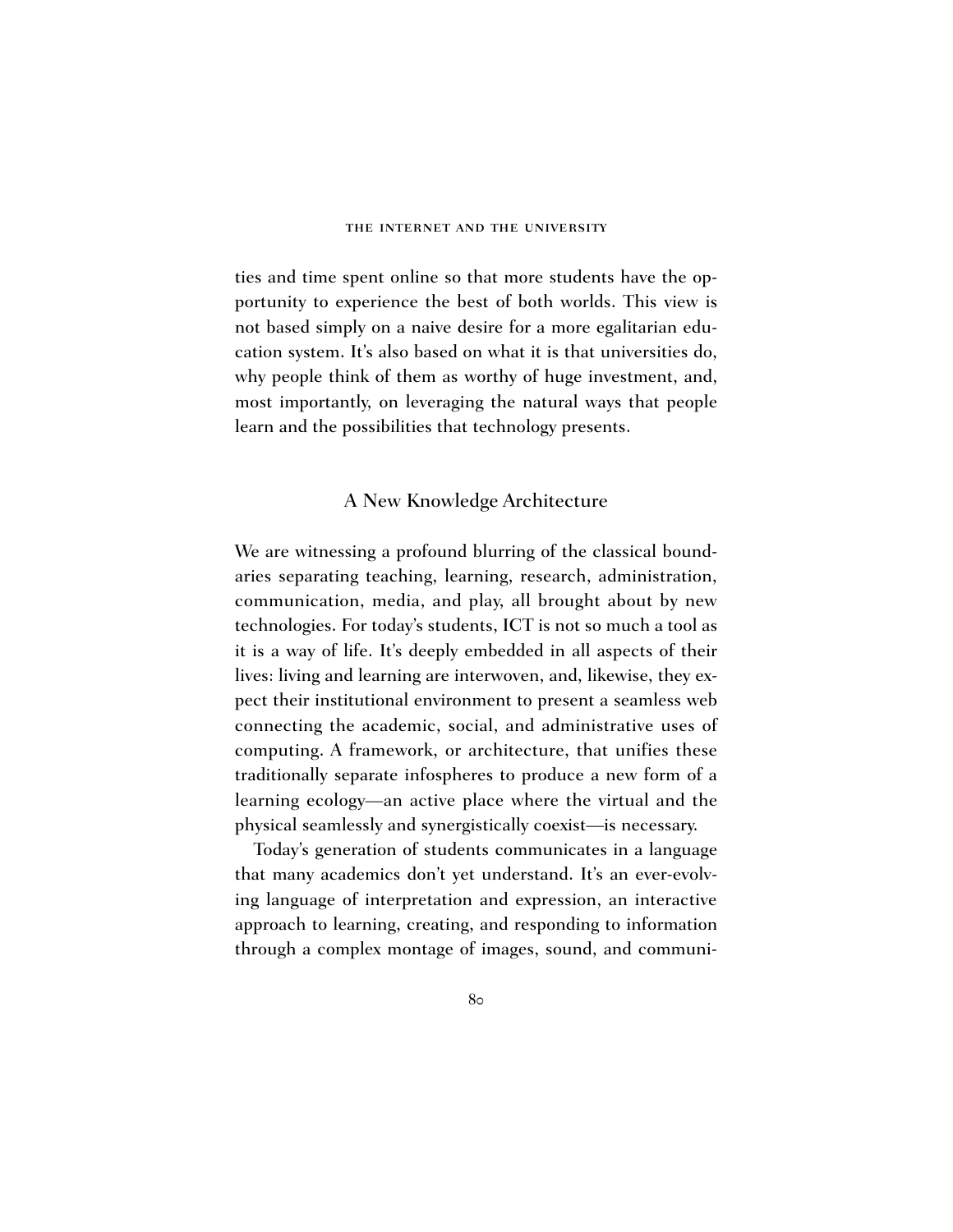ties and time spent online so that more students have the opportunity to experience the best of both worlds. This view is not based simply on a naive desire for a more egalitarian education system. It's also based on what it is that universities do, why people think of them as worthy of huge investment, and, most importantly, on leveraging the natural ways that people learn and the possibilities that technology presents.

## A New Knowledge Architecture

We are witnessing a profound blurring of the classical boundaries separating teaching, learning, research, administration, communication, media, and play, all brought about by new technologies. For today's students, ICT is not so much a tool as it is a way of life. It's deeply embedded in all aspects of their lives: living and learning are interwoven, and, likewise, they expect their institutional environment to present a seamless web connecting the academic, social, and administrative uses of computing. A framework, or architecture, that unifies these traditionally separate infospheres to produce a new form of a learning ecology—an active place where the virtual and the physical seamlessly and synergistically coexist—is necessary.

Today's generation of students communicates in a language that many academics don't yet understand. It's an ever-evolving language of interpretation and expression, an interactive approach to learning, creating, and responding to information through a complex montage of images, sound, and communi-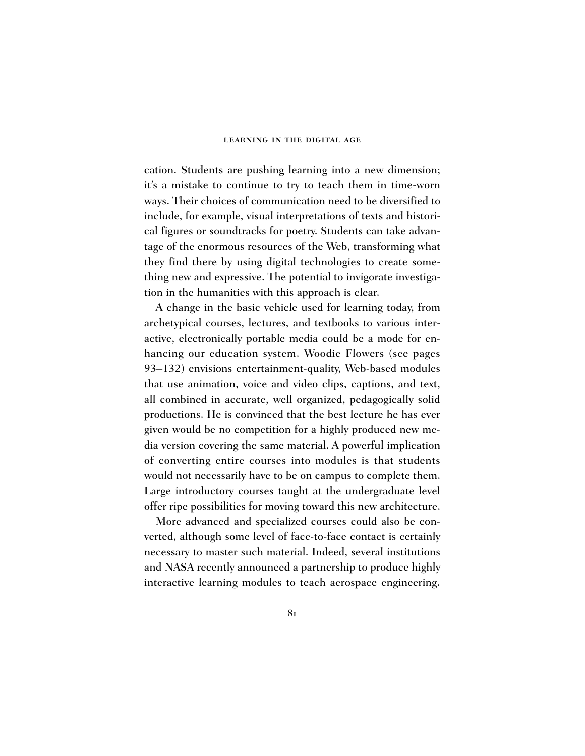cation. Students are pushing learning into a new dimension; it's a mistake to continue to try to teach them in time-worn ways. Their choices of communication need to be diversified to include, for example, visual interpretations of texts and historical figures or soundtracks for poetry. Students can take advantage of the enormous resources of the Web, transforming what they find there by using digital technologies to create something new and expressive. The potential to invigorate investigation in the humanities with this approach is clear.

A change in the basic vehicle used for learning today, from archetypical courses, lectures, and textbooks to various interactive, electronically portable media could be a mode for enhancing our education system. Woodie Flowers (see pages 93–132) envisions entertainment-quality, Web-based modules that use animation, voice and video clips, captions, and text, all combined in accurate, well organized, pedagogically solid productions. He is convinced that the best lecture he has ever given would be no competition for a highly produced new media version covering the same material. A powerful implication of converting entire courses into modules is that students would not necessarily have to be on campus to complete them. Large introductory courses taught at the undergraduate level offer ripe possibilities for moving toward this new architecture.

More advanced and specialized courses could also be converted, although some level of face-to-face contact is certainly necessary to master such material. Indeed, several institutions and NASA recently announced a partnership to produce highly interactive learning modules to teach aerospace engineering.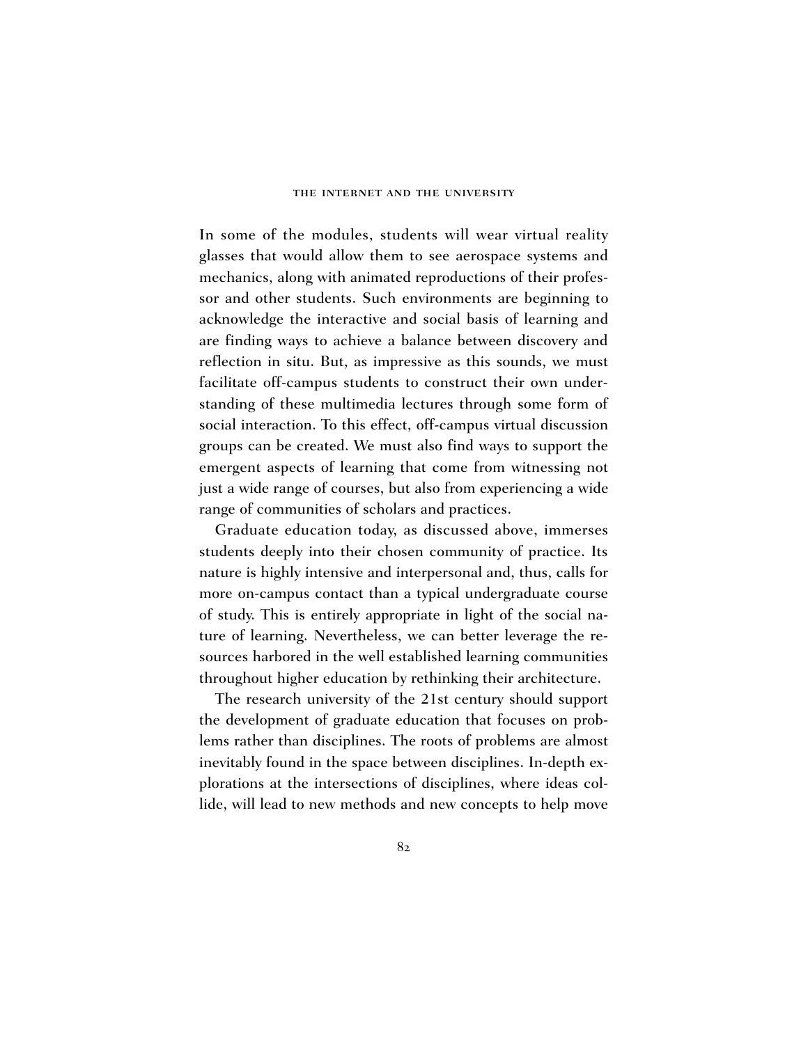In some of the modules, students will wear virtual reality glasses that would allow them to see aerospace systems and mechanics, along with animated reproductions of their professor and other students. Such environments are beginning to acknowledge the interactive and social basis of learning and are finding ways to achieve a balance between discovery and reflection in situ. But, as impressive as this sounds, we must facilitate off-campus students to construct their own understanding of these multimedia lectures through some form of social interaction. To this effect, off-campus virtual discussion groups can be created. We must also find ways to support the emergent aspects of learning that come from witnessing not just a wide range of courses, but also from experiencing a wide range of communities of scholars and practices.

Graduate education today, as discussed above, immerses students deeply into their chosen community of practice. Its nature is highly intensive and interpersonal and, thus, calls for more on-campus contact than a typical undergraduate course of study. This is entirely appropriate in light of the social nature of learning. Nevertheless, we can better leverage the resources harbored in the well established learning communities throughout higher education by rethinking their architecture.

The research university of the 21st century should support the development of graduate education that focuses on problems rather than disciplines. The roots of problems are almost inevitably found in the space between disciplines. In-depth explorations at the intersections of disciplines, where ideas collide, will lead to new methods and new concepts to help move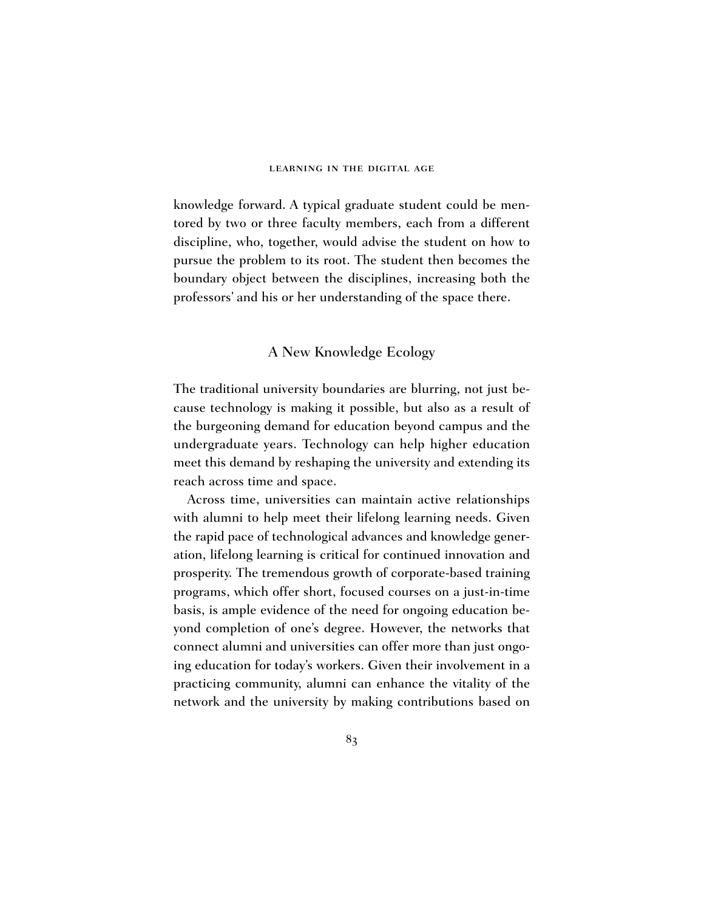knowledge forward. A typical graduate student could be mentored by two or three faculty members, each from a different discipline, who, together, would advise the student on how to pursue the problem to its root. The student then becomes the boundary object between the disciplines, increasing both the professors' and his or her understanding of the space there.

## A New Knowledge Ecology

The traditional university boundaries are blurring, not just because technology is making it possible, but also as a result of the burgeoning demand for education beyond campus and the undergraduate years. Technology can help higher education meet this demand by reshaping the university and extending its reach across time and space.

Across time, universities can maintain active relationships with alumni to help meet their lifelong learning needs. Given the rapid pace of technological advances and knowledge generation, lifelong learning is critical for continued innovation and prosperity. The tremendous growth of corporate-based training programs, which offer short, focused courses on a just-in-time basis, is ample evidence of the need for ongoing education beyond completion of one's degree. However, the networks that connect alumni and universities can offer more than just ongoing education for today's workers. Given their involvement in a practicing community, alumni can enhance the vitality of the network and the university by making contributions based on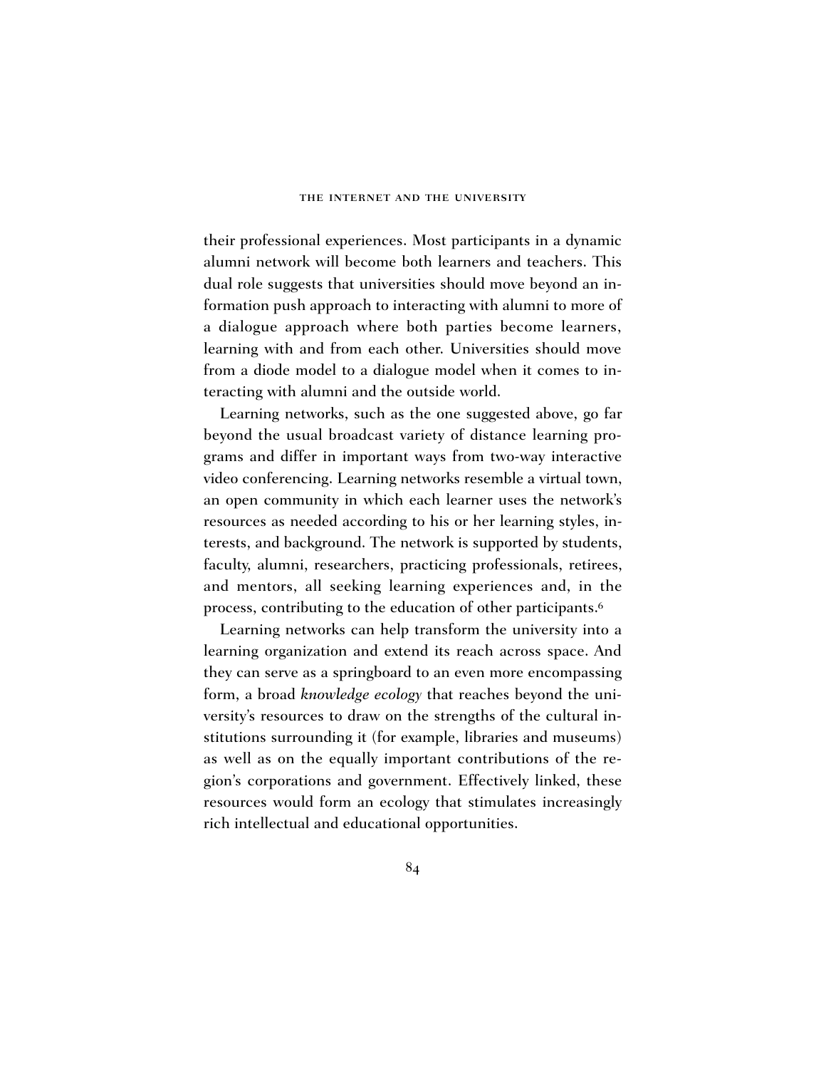their professional experiences. Most participants in a dynamic alumni network will become both learners and teachers. This dual role suggests that universities should move beyond an information push approach to interacting with alumni to more of a dialogue approach where both parties become learners, learning with and from each other. Universities should move from a diode model to a dialogue model when it comes to interacting with alumni and the outside world.

Learning networks, such as the one suggested above, go far beyond the usual broadcast variety of distance learning programs and differ in important ways from two-way interactive video conferencing. Learning networks resemble a virtual town, an open community in which each learner uses the network's resources as needed according to his or her learning styles, interests, and background. The network is supported by students, faculty, alumni, researchers, practicing professionals, retirees, and mentors, all seeking learning experiences and, in the process, contributing to the education of other participants.[6]

Learning networks can help transform the university into a learning organization and extend its reach across space. And they can serve as a springboard to an even more encompassing form, a broad *knowledge ecology* that reaches beyond the university's resources to draw on the strengths of the cultural institutions surrounding it (for example, libraries and museums) as well as on the equally important contributions of the region's corporations and government. Effectively linked, these resources would form an ecology that stimulates increasingly rich intellectual and educational opportunities.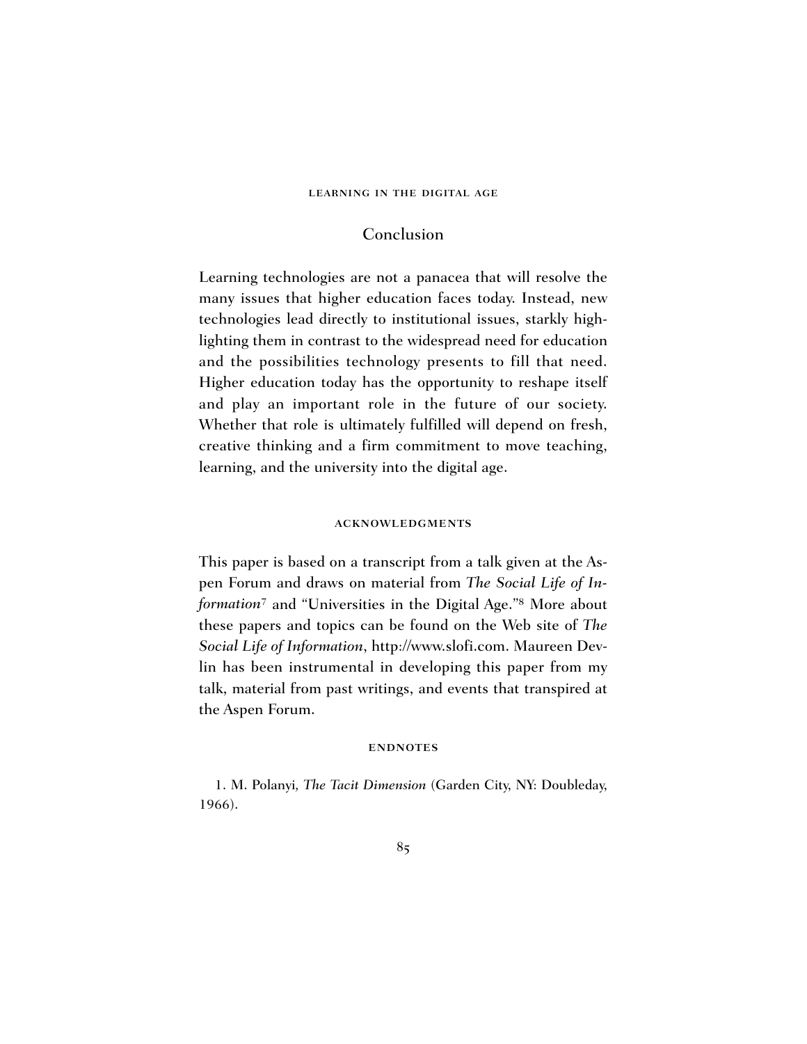## Conclusion

Learning technologies are not a panacea that will resolve the many issues that higher education faces today. Instead, new technologies lead directly to institutional issues, starkly highlighting them in contrast to the widespread need for education and the possibilities technology presents to fill that need. Higher education today has the opportunity to reshape itself and play an important role in the future of our society. Whether that role is ultimately fulfilled will depend on fresh, creative thinking and a firm commitment to move teaching, learning, and the university into the digital age.

### ACKNOWLEDGMENTS

This paper is based on a transcript from a talk given at the Aspen Forum and draws on material from *The Social Life of Information*[7] and "Universities in the Digital Age."[8] More about these papers and topics can be found on the Web site of *The Social Life of Information*, http://www.slofi.com. Maureen Devlin has been instrumental in developing this paper from my talk, material from past writings, and events that transpired at the Aspen Forum.

### ENDNOTES

1. M. Polanyi, *The Tacit Dimension* (Garden City, NY: Doubleday, 1966).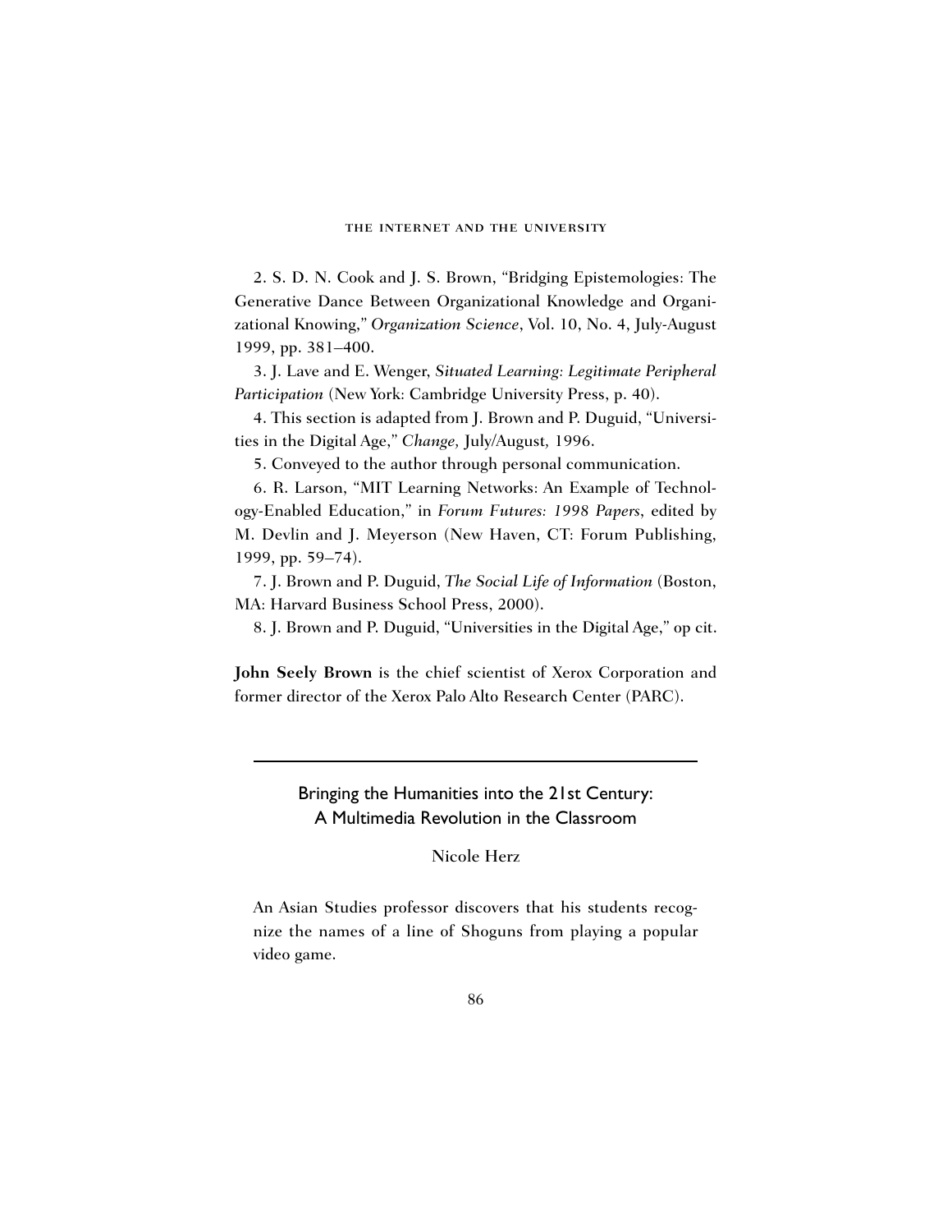2. S. D. N. Cook and J. S. Brown, "Bridging Epistemologies: The Generative Dance Between Organizational Knowledge and Organizational Knowing," *Organization Science*, Vol. 10, No. 4, July-August 1999, pp. 381–400.

3. J. Lave and E. Wenger, *Situated Learning: Legitimate Peripheral Participation* (New York: Cambridge University Press, p. 40).

4. This section is adapted from J. Brown and P. Duguid, "Universities in the Digital Age," *Change,* July/August, 1996.

5. Conveyed to the author through personal communication.

6. R. Larson, "MIT Learning Networks: An Example of Technology-Enabled Education," in *Forum Futures: 1998 Papers*, edited by M. Devlin and J. Meyerson (New Haven, CT: Forum Publishing, 1999, pp. 59–74).

7. J. Brown and P. Duguid, *The Social Life of Information* (Boston, MA: Harvard Business School Press, 2000).

8. J. Brown and P. Duguid, "Universities in the Digital Age," op cit.

**John Seely Brown** is the chief scientist of Xerox Corporation and former director of the Xerox Palo Alto Research Center (PARC).

---

## Bringing the Humanities into the 21st Century: A Multimedia Revolution in the Classroom

Nicole Herz

An Asian Studies professor discovers that his students recognize the names of a line of Shoguns from playing a popular video game.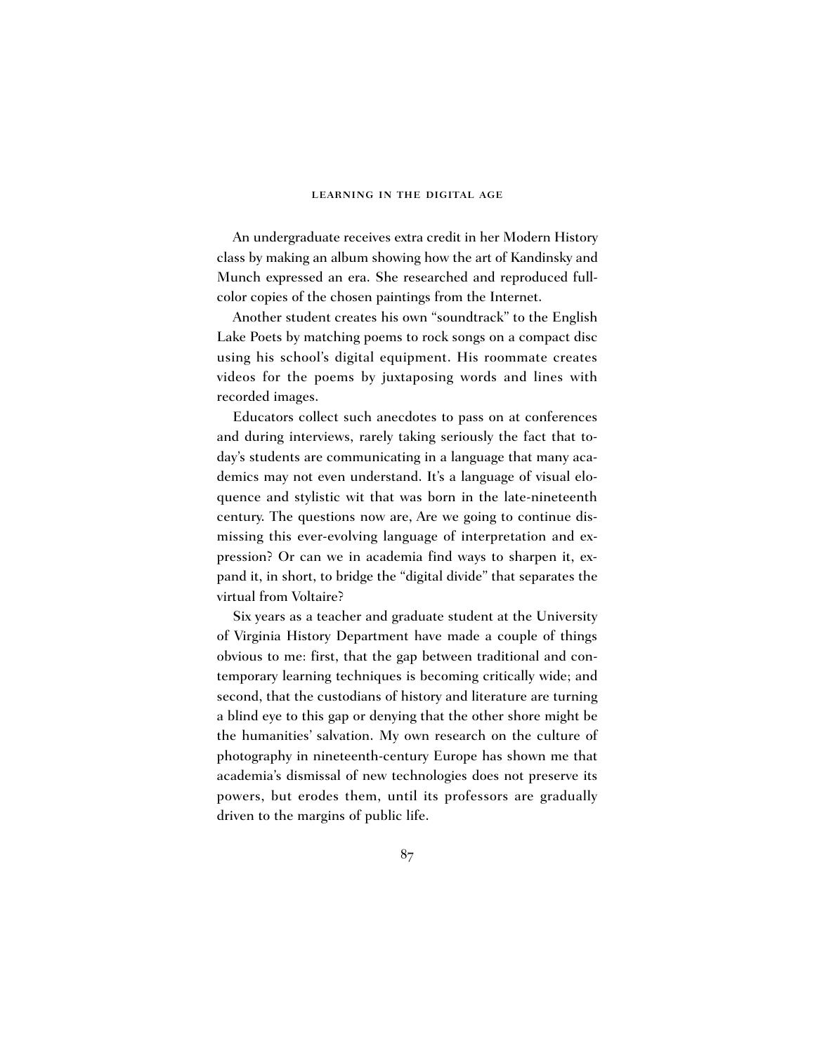An undergraduate receives extra credit in her Modern History class by making an album showing how the art of Kandinsky and Munch expressed an era. She researched and reproduced full-color copies of the chosen paintings from the Internet.

Another student creates his own "soundtrack" to the English Lake Poets by matching poems to rock songs on a compact disc using his school's digital equipment. His roommate creates videos for the poems by juxtaposing words and lines with recorded images.

Educators collect such anecdotes to pass on at conferences and during interviews, rarely taking seriously the fact that today's students are communicating in a language that many academics may not even understand. It's a language of visual eloquence and stylistic wit that was born in the late-nineteenth century. The questions now are, Are we going to continue dismissing this ever-evolving language of interpretation and expression? Or can we in academia find ways to sharpen it, expand it, in short, to bridge the "digital divide" that separates the virtual from Voltaire?

Six years as a teacher and graduate student at the University of Virginia History Department have made a couple of things obvious to me: first, that the gap between traditional and contemporary learning techniques is becoming critically wide; and second, that the custodians of history and literature are turning a blind eye to this gap or denying that the other shore might be the humanities' salvation. My own research on the culture of photography in nineteenth-century Europe has shown me that academia's dismissal of new technologies does not preserve its powers, but erodes them, until its professors are gradually driven to the margins of public life.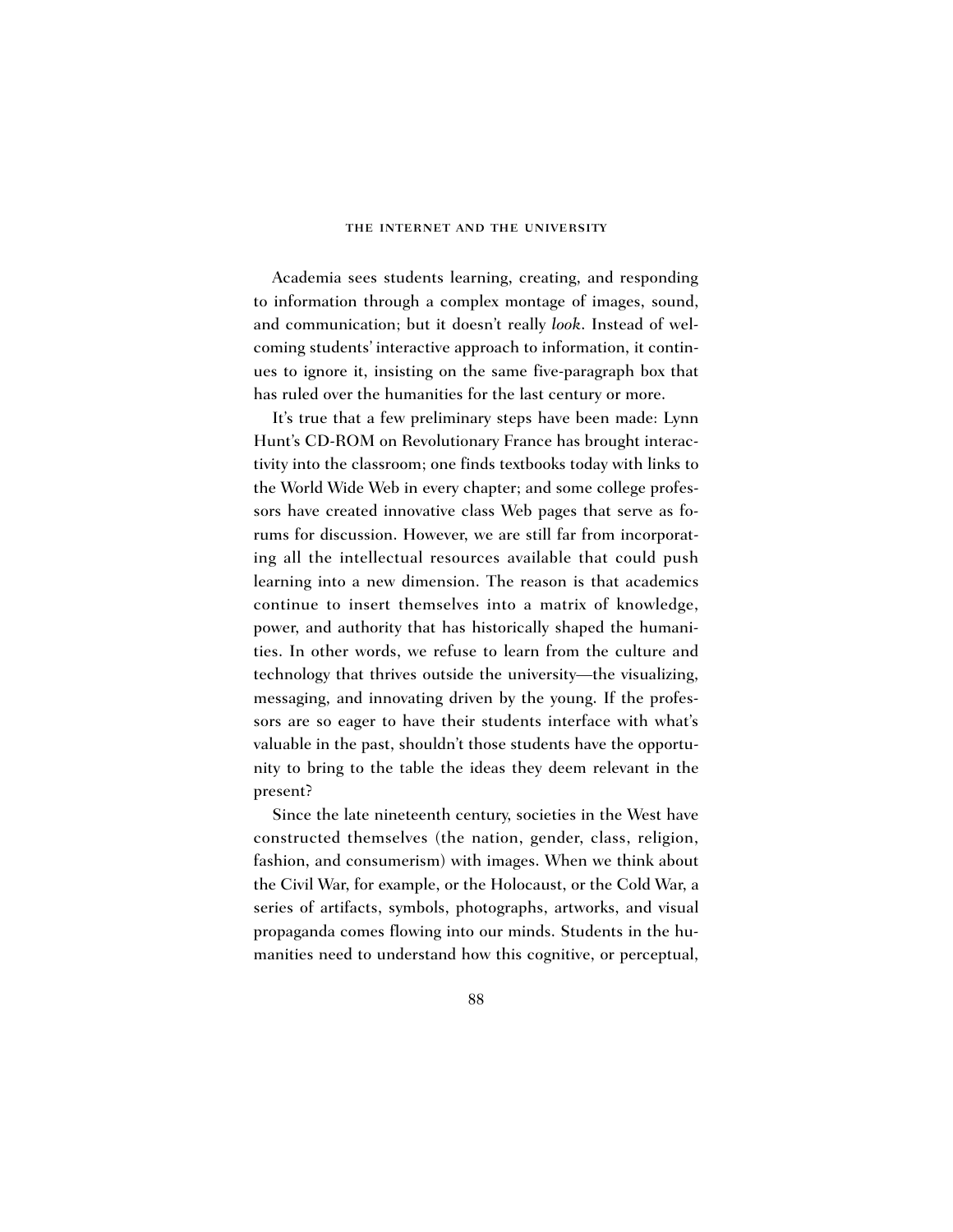Academia sees students learning, creating, and responding to information through a complex montage of images, sound, and communication; but it doesn't really *look*. Instead of welcoming students' interactive approach to information, it continues to ignore it, insisting on the same five-paragraph box that has ruled over the humanities for the last century or more.

It's true that a few preliminary steps have been made: Lynn Hunt's CD-ROM on Revolutionary France has brought interactivity into the classroom; one finds textbooks today with links to the World Wide Web in every chapter; and some college professors have created innovative class Web pages that serve as forums for discussion. However, we are still far from incorporating all the intellectual resources available that could push learning into a new dimension. The reason is that academics continue to insert themselves into a matrix of knowledge, power, and authority that has historically shaped the humanities. In other words, we refuse to learn from the culture and technology that thrives outside the university—the visualizing, messaging, and innovating driven by the young. If the professors are so eager to have their students interface with what's valuable in the past, shouldn't those students have the opportunity to bring to the table the ideas they deem relevant in the present?

Since the late nineteenth century, societies in the West have constructed themselves (the nation, gender, class, religion, fashion, and consumerism) with images. When we think about the Civil War, for example, or the Holocaust, or the Cold War, a series of artifacts, symbols, photographs, artworks, and visual propaganda comes flowing into our minds. Students in the humanities need to understand how this cognitive, or perceptual,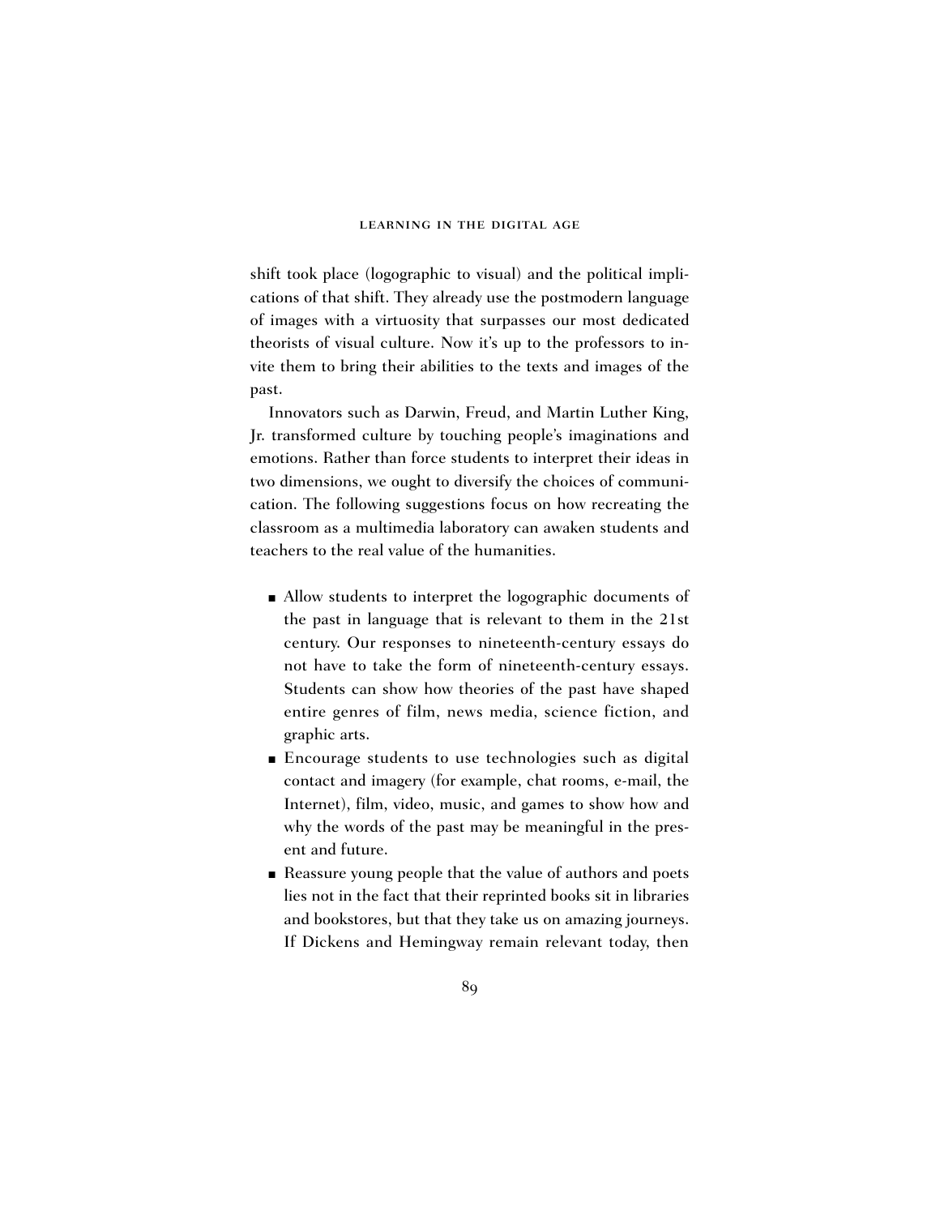shift took place (logographic to visual) and the political implications of that shift. They already use the postmodern language of images with a virtuosity that surpasses our most dedicated theorists of visual culture. Now it's up to the professors to invite them to bring their abilities to the texts and images of the past.

Innovators such as Darwin, Freud, and Martin Luther King, Jr. transformed culture by touching people's imaginations and emotions. Rather than force students to interpret their ideas in two dimensions, we ought to diversify the choices of communication. The following suggestions focus on how recreating the classroom as a multimedia laboratory can awaken students and teachers to the real value of the humanities.

- Allow students to interpret the logographic documents of the past in language that is relevant to them in the 21st century. Our responses to nineteenth-century essays do not have to take the form of nineteenth-century essays. Students can show how theories of the past have shaped entire genres of film, news media, science fiction, and graphic arts.
- Encourage students to use technologies such as digital contact and imagery (for example, chat rooms, e-mail, the Internet), film, video, music, and games to show how and why the words of the past may be meaningful in the present and future.
- Reassure young people that the value of authors and poets lies not in the fact that their reprinted books sit in libraries and bookstores, but that they take us on amazing journeys. If Dickens and Hemingway remain relevant today, then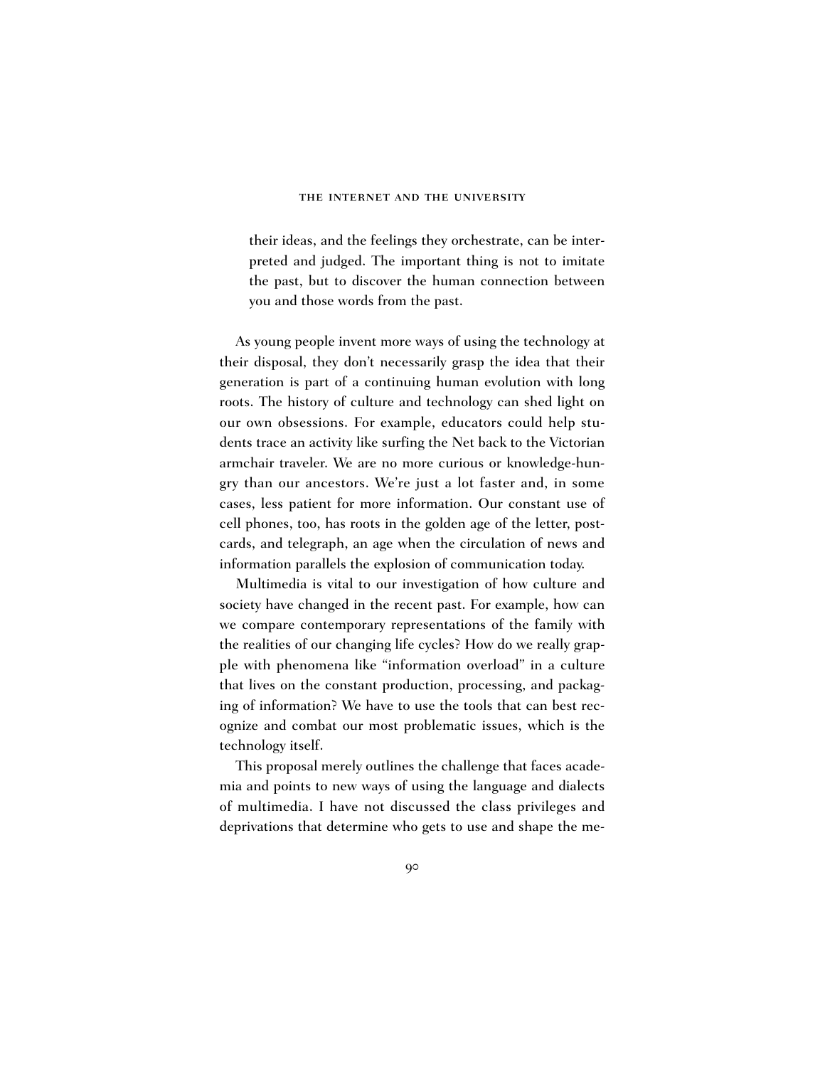> their ideas, and the feelings they orchestrate, can be interpreted and judged. The important thing is not to imitate the past, but to discover the human connection between you and those words from the past.

As young people invent more ways of using the technology at their disposal, they don't necessarily grasp the idea that their generation is part of a continuing human evolution with long roots. The history of culture and technology can shed light on our own obsessions. For example, educators could help students trace an activity like surfing the Net back to the Victorian armchair traveler. We are no more curious or knowledge-hungry than our ancestors. We're just a lot faster and, in some cases, less patient for more information. Our constant use of cell phones, too, has roots in the golden age of the letter, postcards, and telegraph, an age when the circulation of news and information parallels the explosion of communication today.

Multimedia is vital to our investigation of how culture and society have changed in the recent past. For example, how can we compare contemporary representations of the family with the realities of our changing life cycles? How do we really grapple with phenomena like "information overload" in a culture that lives on the constant production, processing, and packaging of information? We have to use the tools that can best recognize and combat our most problematic issues, which is the technology itself.

This proposal merely outlines the challenge that faces academia and points to new ways of using the language and dialects of multimedia. I have not discussed the class privileges and deprivations that determine who gets to use and shape the me-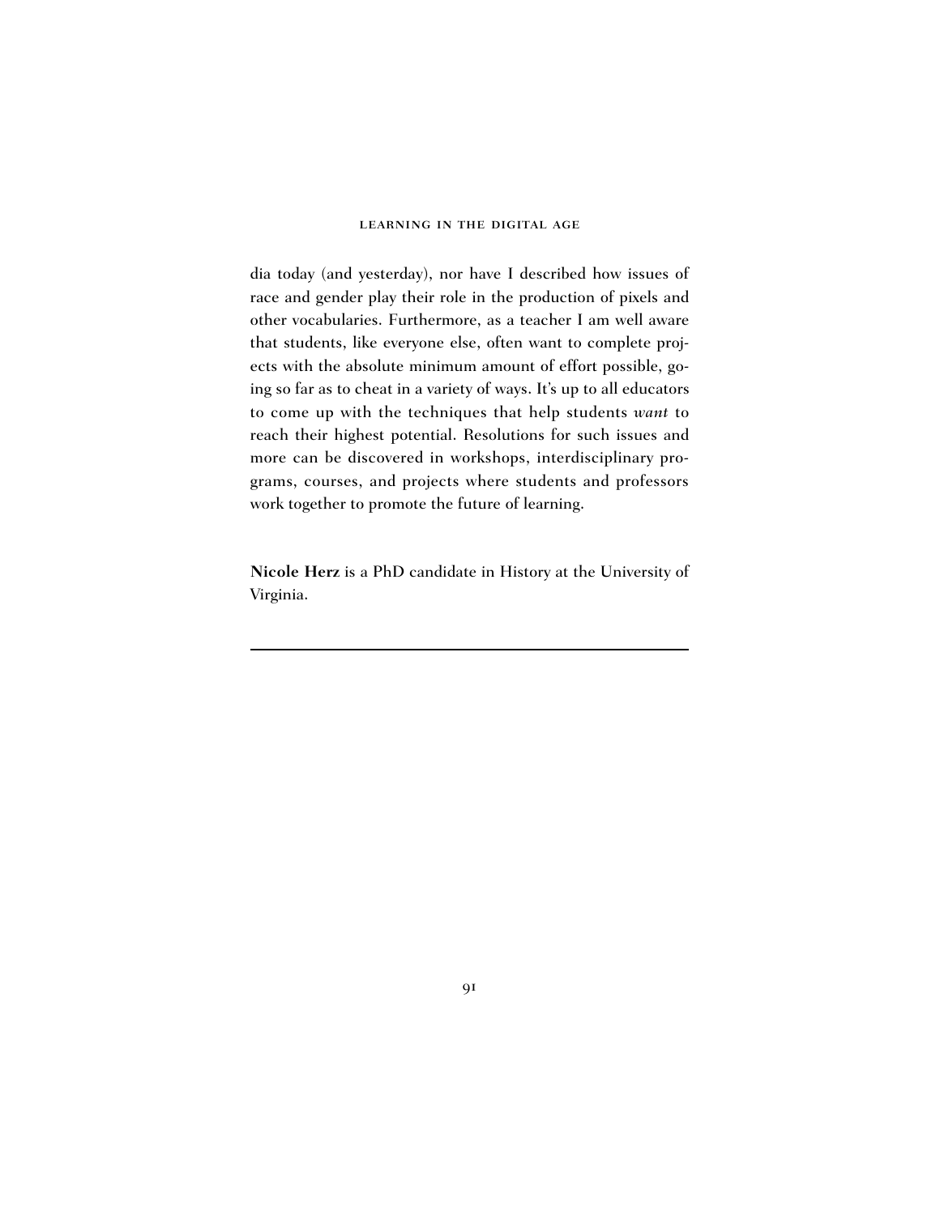dia today (and yesterday), nor have I described how issues of race and gender play their role in the production of pixels and other vocabularies. Furthermore, as a teacher I am well aware that students, like everyone else, often want to complete projects with the absolute minimum amount of effort possible, going so far as to cheat in a variety of ways. It's up to all educators to come up with the techniques that help students *want* to reach their highest potential. Resolutions for such issues and more can be discovered in workshops, interdisciplinary programs, courses, and projects where students and professors work together to promote the future of learning.

**Nicole Herz** is a PhD candidate in History at the University of Virginia.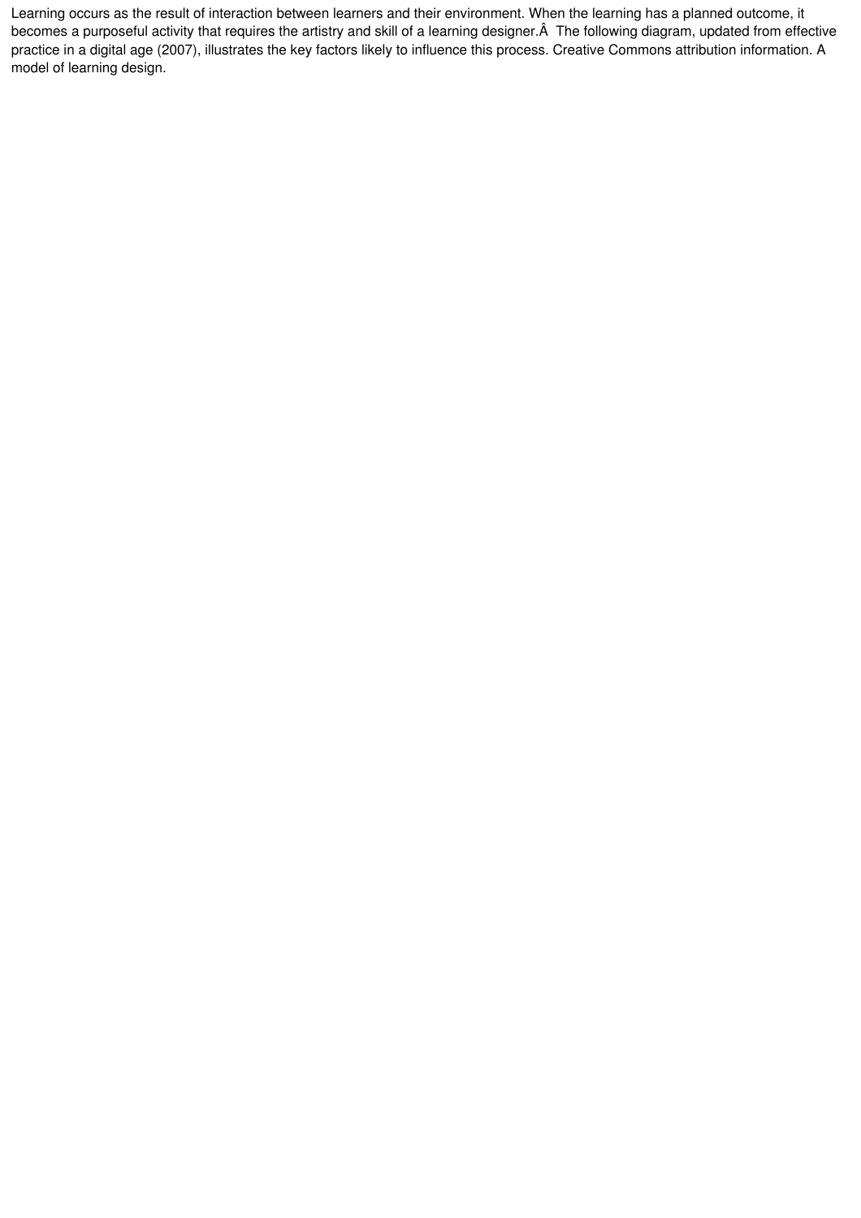Learning occurs as the result of interaction between learners and their environment. When the learning has a planned outcome, it becomes a purposeful activity that requires the artistry and skill of a learning designer.Â  The following diagram, updated from effective practice in a digital age (2007), illustrates the key factors likely to influence this process. Creative Commons attribution information. A model of learning design.